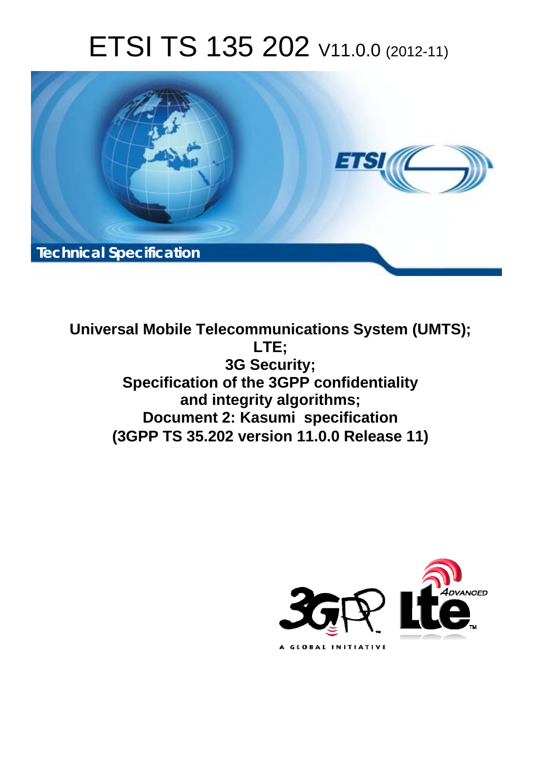# ETSI TS 135 202 V11.0.0 (2012-11)

Technical Specification

**Universal Mobile Telecommunications System (UMTS); LTE; 3G Security; Specification of the 3GPP confidentiality and integrity algorithms; Document 2: Kasumi specification (3GPP TS 35.202 version 11.0.0 Release 11)**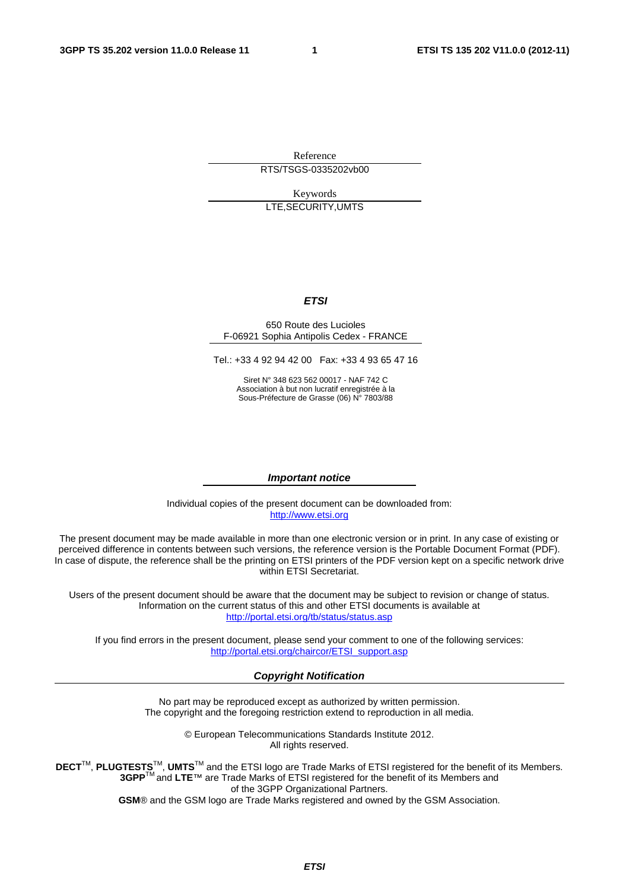Reference

RTS/TSGS-0335202vb00

Keywords

LTE,SECURITY,UMTS

***ETSI***

650 Route des Lucioles
F-06921 Sophia Antipolis Cedex - FRANCE

Tel.: +33 4 92 94 42 00 Fax: +33 4 93 65 47 16

Siret N° 348 623 562 00017 - NAF 742 C
Association à but non lucratif enregistrée à la
Sous-Préfecture de Grasse (06) N° 7803/88

***Important notice***

Individual copies of the present document can be downloaded from:
http://www.etsi.org

The present document may be made available in more than one electronic version or in print. In any case of existing or perceived difference in contents between such versions, the reference version is the Portable Document Format (PDF). In case of dispute, the reference shall be the printing on ETSI printers of the PDF version kept on a specific network drive within ETSI Secretariat.

Users of the present document should be aware that the document may be subject to revision or change of status. Information on the current status of this and other ETSI documents is available at
http://portal.etsi.org/tb/status/status.asp

If you find errors in the present document, please send your comment to one of the following services:
http://portal.etsi.org/chaircor/ETSI_support.asp

***Copyright Notification***

No part may be reproduced except as authorized by written permission.
The copyright and the foregoing restriction extend to reproduction in all media.

© European Telecommunications Standards Institute 2012.
All rights reserved.

**DECT**TM, **PLUGTESTS**TM, **UMTS**TM and the ETSI logo are Trade Marks of ETSI registered for the benefit of its Members.
**3GPP**TM and **LTE**™ are Trade Marks of ETSI registered for the benefit of its Members and of the 3GPP Organizational Partners.
**GSM**® and the GSM logo are Trade Marks registered and owned by the GSM Association.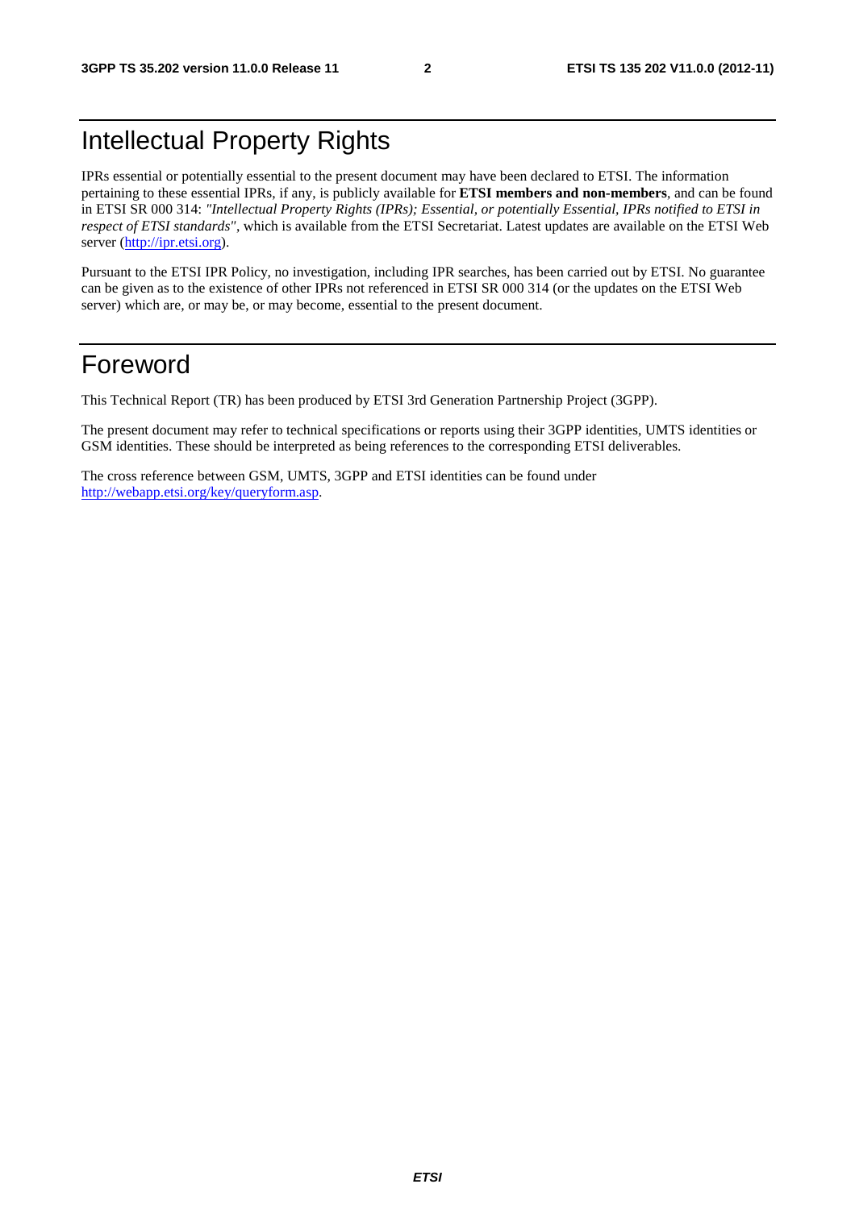# Intellectual Property Rights

IPRs essential or potentially essential to the present document may have been declared to ETSI. The information pertaining to these essential IPRs, if any, is publicly available for **ETSI members and non-members**, and can be found in ETSI SR 000 314: *"Intellectual Property Rights (IPRs); Essential, or potentially Essential, IPRs notified to ETSI in respect of ETSI standards"*, which is available from the ETSI Secretariat. Latest updates are available on the ETSI Web server (http://ipr.etsi.org).

Pursuant to the ETSI IPR Policy, no investigation, including IPR searches, has been carried out by ETSI. No guarantee can be given as to the existence of other IPRs not referenced in ETSI SR 000 314 (or the updates on the ETSI Web server) which are, or may be, or may become, essential to the present document.

# Foreword

This Technical Report (TR) has been produced by ETSI 3rd Generation Partnership Project (3GPP).

The present document may refer to technical specifications or reports using their 3GPP identities, UMTS identities or GSM identities. These should be interpreted as being references to the corresponding ETSI deliverables.

The cross reference between GSM, UMTS, 3GPP and ETSI identities can be found under http://webapp.etsi.org/key/queryform.asp.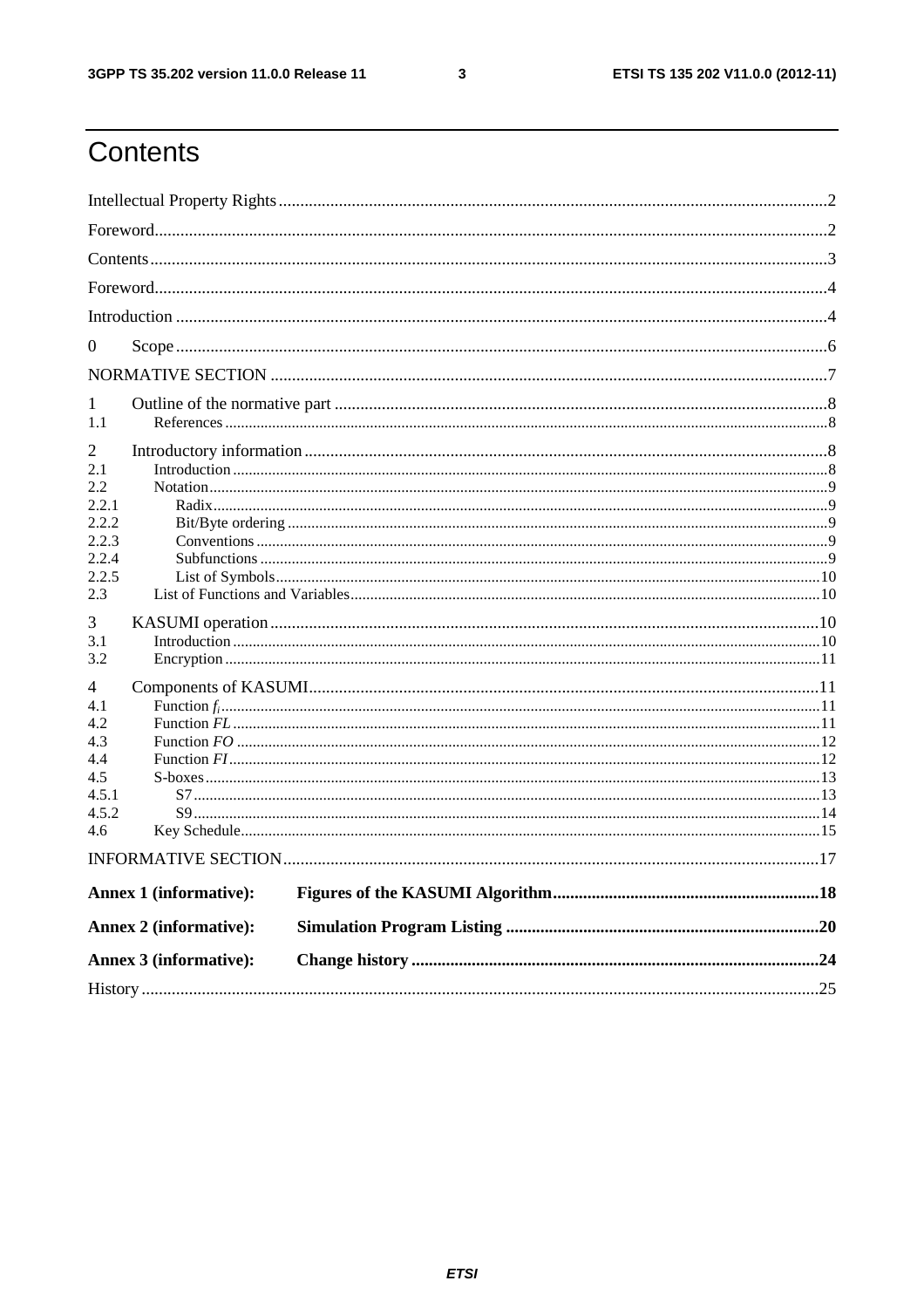# Contents

Intellectual Property Rights .......... 2
Foreword .......... 2
Contents .......... 3
Foreword .......... 4
Introduction .......... 4
0 Scope .......... 6
NORMATIVE SECTION .......... 7
1 Outline of the normative part .......... 8
1.1 References .......... 8
2 Introductory information .......... 8
2.1 Introduction .......... 8
2.2 Notation .......... 9
2.2.1 Radix .......... 9
2.2.2 Bit/Byte ordering .......... 9
2.2.3 Conventions .......... 9
2.2.4 Subfunctions .......... 9
2.2.5 List of Symbols .......... 10
2.3 List of Functions and Variables .......... 10
3 KASUMI operation .......... 10
3.1 Introduction .......... 10
3.2 Encryption .......... 11
4 Components of KASUMI .......... 11
4.1 Function $f_i$ .......... 11
4.2 Function *FL* .......... 11
4.3 Function *FO* .......... 12
4.4 Function *FI* .......... 12
4.5 S-boxes .......... 13
4.5.1 S7 .......... 13
4.5.2 S9 .......... 14
4.6 Key Schedule .......... 15
INFORMATIVE SECTION .......... 17
**Annex 1 (informative): Figures of the KASUMI Algorithm .......... 18**
**Annex 2 (informative): Simulation Program Listing .......... 20**
**Annex 3 (informative): Change history .......... 24**
History .......... 25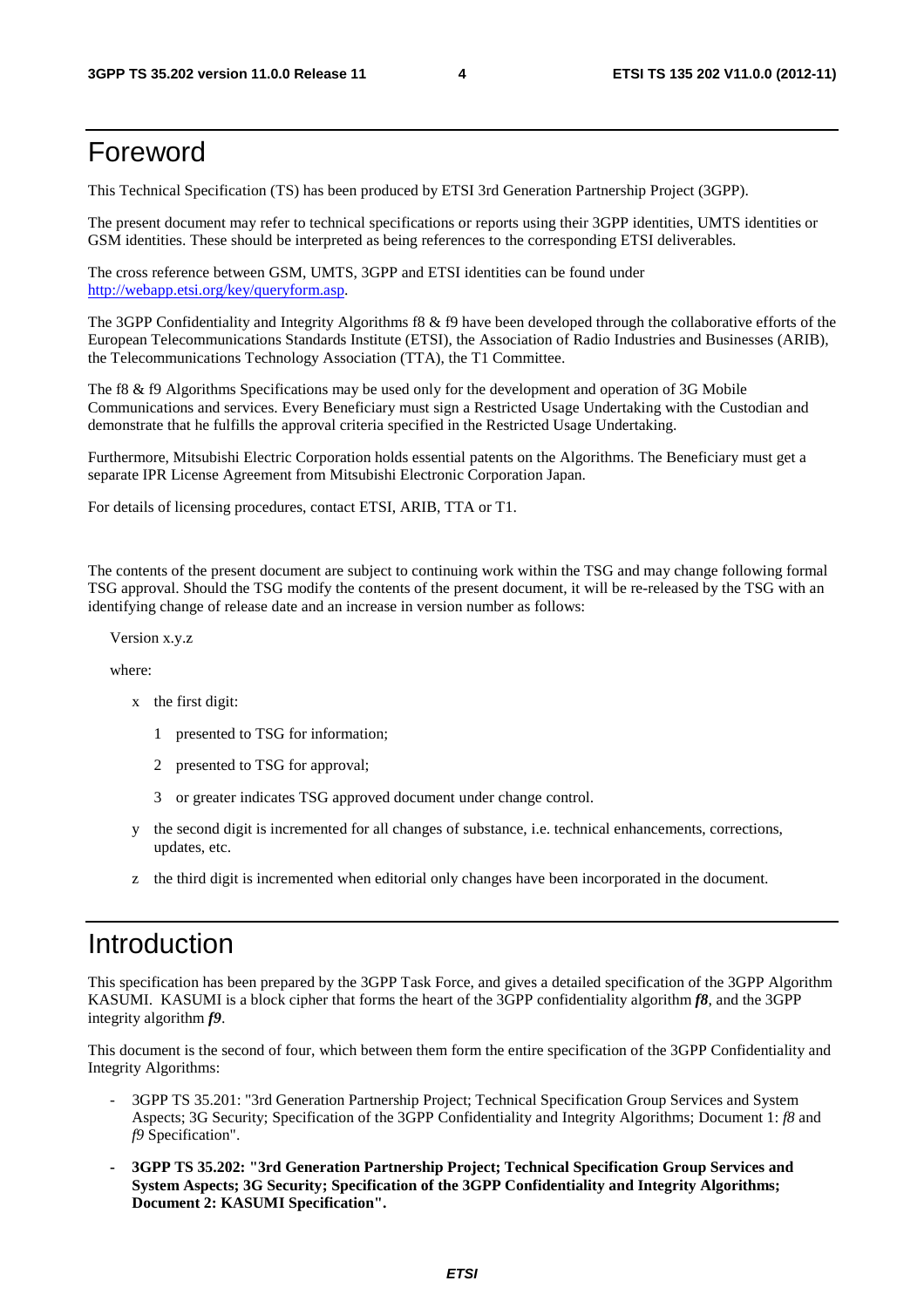# Foreword

This Technical Specification (TS) has been produced by ETSI 3rd Generation Partnership Project (3GPP).

The present document may refer to technical specifications or reports using their 3GPP identities, UMTS identities or GSM identities. These should be interpreted as being references to the corresponding ETSI deliverables.

The cross reference between GSM, UMTS, 3GPP and ETSI identities can be found under http://webapp.etsi.org/key/queryform.asp.

The 3GPP Confidentiality and Integrity Algorithms f8 & f9 have been developed through the collaborative efforts of the European Telecommunications Standards Institute (ETSI), the Association of Radio Industries and Businesses (ARIB), the Telecommunications Technology Association (TTA), the T1 Committee.

The f8 & f9 Algorithms Specifications may be used only for the development and operation of 3G Mobile Communications and services. Every Beneficiary must sign a Restricted Usage Undertaking with the Custodian and demonstrate that he fulfills the approval criteria specified in the Restricted Usage Undertaking.

Furthermore, Mitsubishi Electric Corporation holds essential patents on the Algorithms. The Beneficiary must get a separate IPR License Agreement from Mitsubishi Electronic Corporation Japan.

For details of licensing procedures, contact ETSI, ARIB, TTA or T1.

The contents of the present document are subject to continuing work within the TSG and may change following formal TSG approval. Should the TSG modify the contents of the present document, it will be re-released by the TSG with an identifying change of release date and an increase in version number as follows:

Version x.y.z

where:

- x the first digit:
  - 1 presented to TSG for information;
  - 2 presented to TSG for approval;
  - 3 or greater indicates TSG approved document under change control.
- y the second digit is incremented for all changes of substance, i.e. technical enhancements, corrections, updates, etc.
- z the third digit is incremented when editorial only changes have been incorporated in the document.

# Introduction

This specification has been prepared by the 3GPP Task Force, and gives a detailed specification of the 3GPP Algorithm KASUMI. KASUMI is a block cipher that forms the heart of the 3GPP confidentiality algorithm ***f8***, and the 3GPP integrity algorithm ***f9***.

This document is the second of four, which between them form the entire specification of the 3GPP Confidentiality and Integrity Algorithms:

- 3GPP TS 35.201: "3rd Generation Partnership Project; Technical Specification Group Services and System Aspects; 3G Security; Specification of the 3GPP Confidentiality and Integrity Algorithms; Document 1: *f8* and *f9* Specification".
- **3GPP TS 35.202: "3rd Generation Partnership Project; Technical Specification Group Services and System Aspects; 3G Security; Specification of the 3GPP Confidentiality and Integrity Algorithms; Document 2: KASUMI Specification".**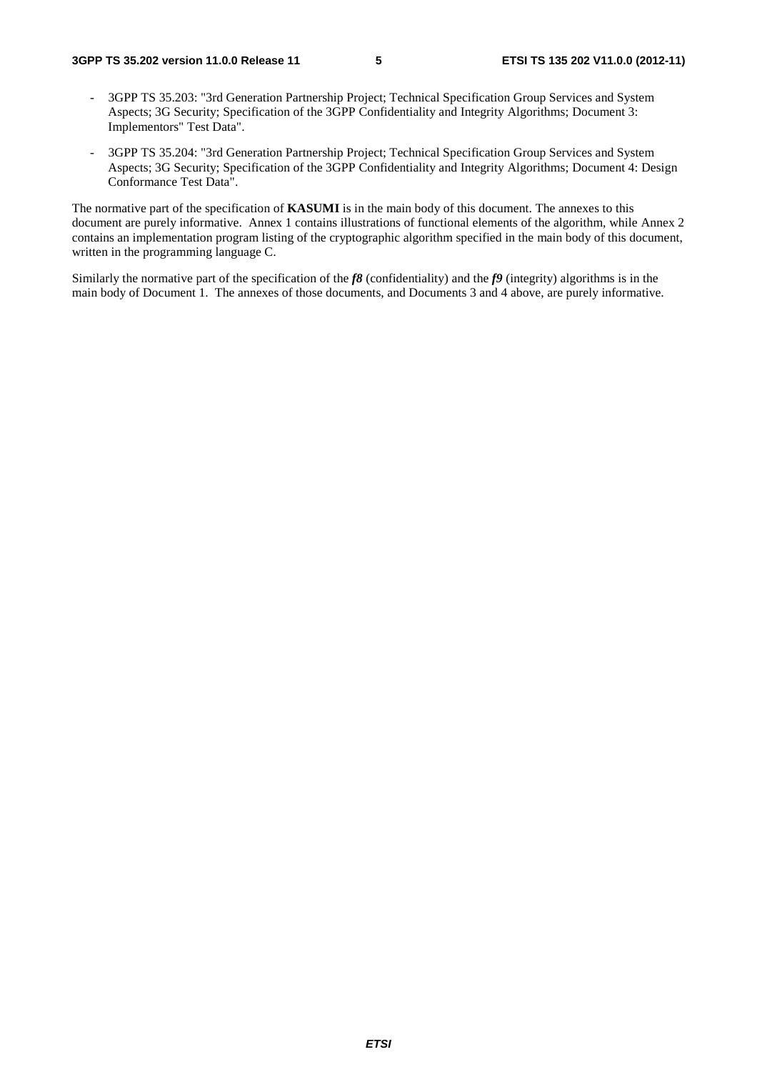- 3GPP TS 35.203: "3rd Generation Partnership Project; Technical Specification Group Services and System Aspects; 3G Security; Specification of the 3GPP Confidentiality and Integrity Algorithms; Document 3: Implementors" Test Data".
- 3GPP TS 35.204: "3rd Generation Partnership Project; Technical Specification Group Services and System Aspects; 3G Security; Specification of the 3GPP Confidentiality and Integrity Algorithms; Document 4: Design Conformance Test Data".

The normative part of the specification of **KASUMI** is in the main body of this document. The annexes to this document are purely informative. Annex 1 contains illustrations of functional elements of the algorithm, while Annex 2 contains an implementation program listing of the cryptographic algorithm specified in the main body of this document, written in the programming language C.

Similarly the normative part of the specification of the ***f8*** (confidentiality) and the ***f9*** (integrity) algorithms is in the main body of Document 1. The annexes of those documents, and Documents 3 and 4 above, are purely informative.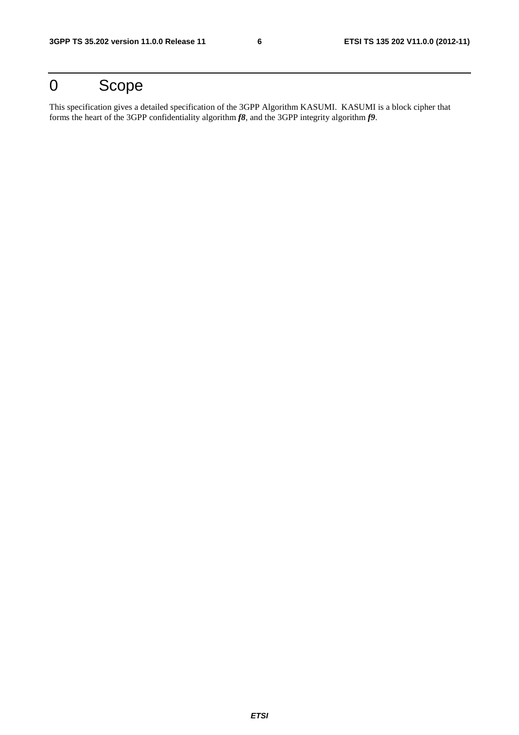# 0 Scope

This specification gives a detailed specification of the 3GPP Algorithm KASUMI. KASUMI is a block cipher that forms the heart of the 3GPP confidentiality algorithm ***f8***, and the 3GPP integrity algorithm ***f9***.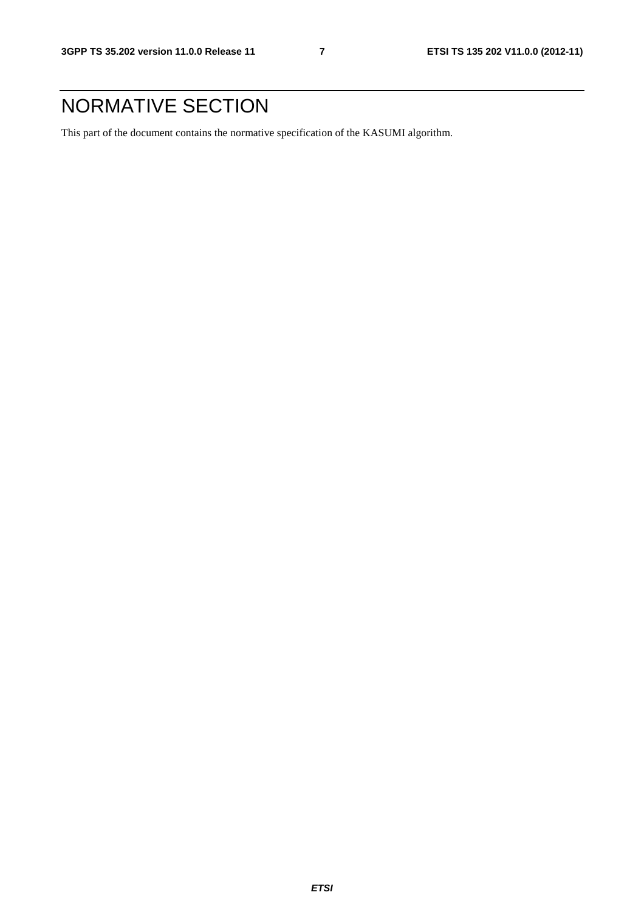# NORMATIVE SECTION

This part of the document contains the normative specification of the KASUMI algorithm.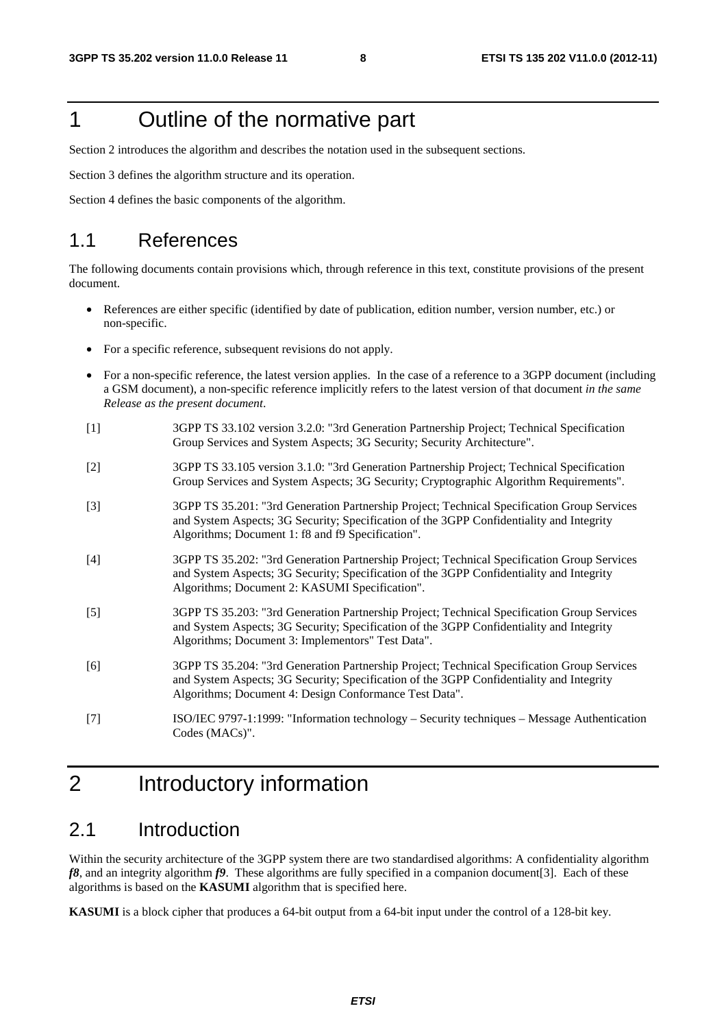# 1 Outline of the normative part

Section 2 introduces the algorithm and describes the notation used in the subsequent sections.

Section 3 defines the algorithm structure and its operation.

Section 4 defines the basic components of the algorithm.

## 1.1 References

The following documents contain provisions which, through reference in this text, constitute provisions of the present document.

- References are either specific (identified by date of publication, edition number, version number, etc.) or non-specific.
- For a specific reference, subsequent revisions do not apply.
- For a non-specific reference, the latest version applies. In the case of a reference to a 3GPP document (including a GSM document), a non-specific reference implicitly refers to the latest version of that document *in the same Release as the present document*.

[1] 3GPP TS 33.102 version 3.2.0: "3rd Generation Partnership Project; Technical Specification Group Services and System Aspects; 3G Security; Security Architecture".

[2] 3GPP TS 33.105 version 3.1.0: "3rd Generation Partnership Project; Technical Specification Group Services and System Aspects; 3G Security; Cryptographic Algorithm Requirements".

[3] 3GPP TS 35.201: "3rd Generation Partnership Project; Technical Specification Group Services and System Aspects; 3G Security; Specification of the 3GPP Confidentiality and Integrity Algorithms; Document 1: f8 and f9 Specification".

[4] 3GPP TS 35.202: "3rd Generation Partnership Project; Technical Specification Group Services and System Aspects; 3G Security; Specification of the 3GPP Confidentiality and Integrity Algorithms; Document 2: KASUMI Specification".

[5] 3GPP TS 35.203: "3rd Generation Partnership Project; Technical Specification Group Services and System Aspects; 3G Security; Specification of the 3GPP Confidentiality and Integrity Algorithms; Document 3: Implementors" Test Data".

[6] 3GPP TS 35.204: "3rd Generation Partnership Project; Technical Specification Group Services and System Aspects; 3G Security; Specification of the 3GPP Confidentiality and Integrity Algorithms; Document 4: Design Conformance Test Data".

[7] ISO/IEC 9797-1:1999: "Information technology – Security techniques – Message Authentication Codes (MACs)".

# 2 Introductory information

## 2.1 Introduction

Within the security architecture of the 3GPP system there are two standardised algorithms: A confidentiality algorithm ***f8***, and an integrity algorithm ***f9***. These algorithms are fully specified in a companion document[3]. Each of these algorithms is based on the **KASUMI** algorithm that is specified here.

**KASUMI** is a block cipher that produces a 64-bit output from a 64-bit input under the control of a 128-bit key.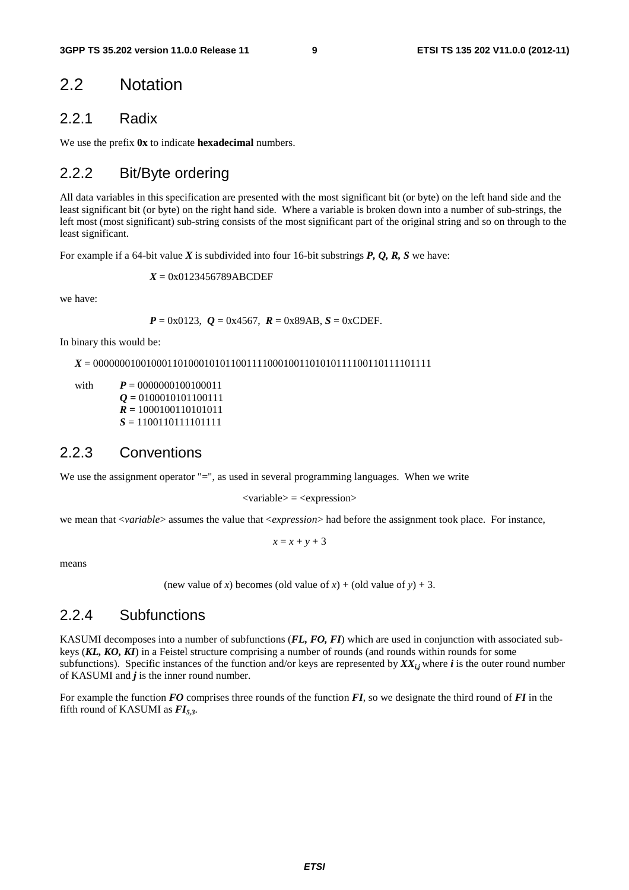## 2.2 Notation

### 2.2.1 Radix

We use the prefix **0x** to indicate **hexadecimal** numbers.

### 2.2.2 Bit/Byte ordering

All data variables in this specification are presented with the most significant bit (or byte) on the left hand side and the least significant bit (or byte) on the right hand side. Where a variable is broken down into a number of sub-strings, the left most (most significant) sub-string consists of the most significant part of the original string and so on through to the least significant.

For example if a 64-bit value $\boldsymbol{X}$ is subdivided into four 16-bit substrings $\boldsymbol{P}, \boldsymbol{Q}, \boldsymbol{R}, \boldsymbol{S}$ we have:

$\boldsymbol{X}$ = 0x0123456789ABCDEF

we have:

$\boldsymbol{P}$ = 0x0123, $\boldsymbol{Q}$ = 0x4567, $\boldsymbol{R}$ = 0x89AB, $\boldsymbol{S}$ = 0xCDEF.

In binary this would be:

$\boldsymbol{X}$ = 0000000100100011010001010110011110001001101010111100110111101111

with
$\boldsymbol{P}$ = 0000000100100011
$\boldsymbol{Q}$ = 0100010101100111
$\boldsymbol{R}$ = 1000100110101011
$\boldsymbol{S}$ = 1100110111101111

### 2.2.3 Conventions

We use the assignment operator "=", as used in several programming languages. When we write

<variable> = <expression>

we mean that <*variable*> assumes the value that <*expression*> had before the assignment took place. For instance,

$$x = x + y + 3$$

means

(new value of $x$) becomes (old value of $x$) + (old value of $y$) + 3.

### 2.2.4 Subfunctions

KASUMI decomposes into a number of subfunctions (***FL, FO, FI***) which are used in conjunction with associated sub-keys (***KL, KO, KI***) in a Feistel structure comprising a number of rounds (and rounds within rounds for some subfunctions). Specific instances of the function and/or keys are represented by $\boldsymbol{XX_{i,j}}$ where $\boldsymbol{i}$ is the outer round number of KASUMI and $\boldsymbol{j}$ is the inner round number.

For example the function ***FO*** comprises three rounds of the function ***FI***, so we designate the third round of ***FI*** in the fifth round of KASUMI as $\boldsymbol{FI_{5,3}}$.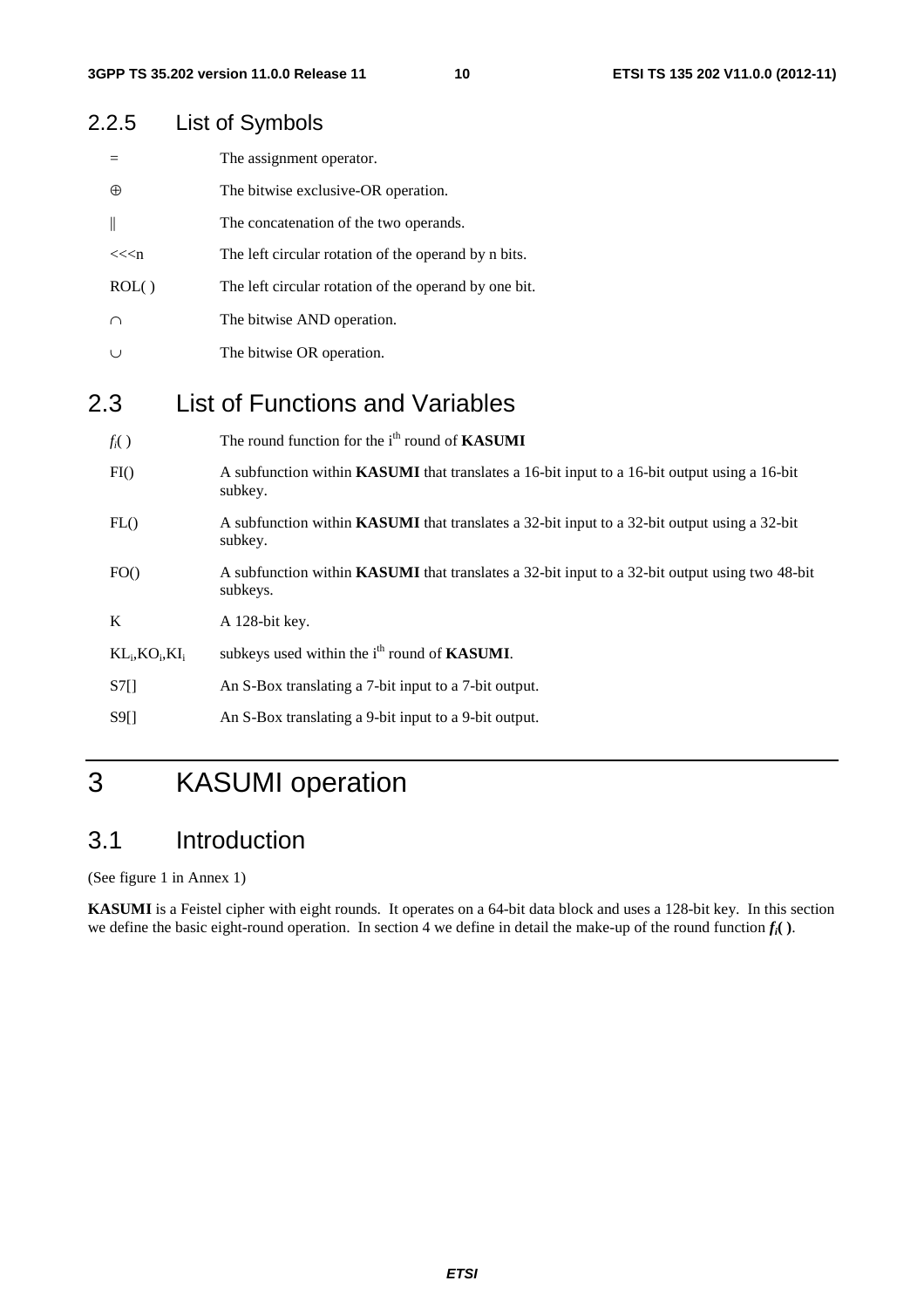### 2.2.5 List of Symbols

| | |
|---|---|
| = | The assignment operator. |
| $\oplus$ | The bitwise exclusive-OR operation. |
| $\|\|$ | The concatenation of the two operands. |
| $<<<n$ | The left circular rotation of the operand by n bits. |
| ROL( ) | The left circular rotation of the operand by one bit. |
| $\cap$ | The bitwise AND operation. |
| $\cup$ | The bitwise OR operation. |

## 2.3 List of Functions and Variables

| | |
|---|---|
| $f_i$( ) | The round function for the i[th] round of **KASUMI** |
| FI() | A subfunction within **KASUMI** that translates a 16-bit input to a 16-bit output using a 16-bit subkey. |
| FL() | A subfunction within **KASUMI** that translates a 32-bit input to a 32-bit output using a 32-bit subkey. |
| FO() | A subfunction within **KASUMI** that translates a 32-bit input to a 32-bit output using two 48-bit subkeys. |
| K | A 128-bit key. |
| $KL_i$,$KO_i$,$KI_i$ | subkeys used within the i[th] round of **KASUMI**. |
| S7[] | An S-Box translating a 7-bit input to a 7-bit output. |
| S9[] | An S-Box translating a 9-bit input to a 9-bit output. |

# 3 KASUMI operation

## 3.1 Introduction

(See figure 1 in Annex 1)

**KASUMI** is a Feistel cipher with eight rounds. It operates on a 64-bit data block and uses a 128-bit key. In this section we define the basic eight-round operation. In section 4 we define in detail the make-up of the round function ***f**$_i$**( )***.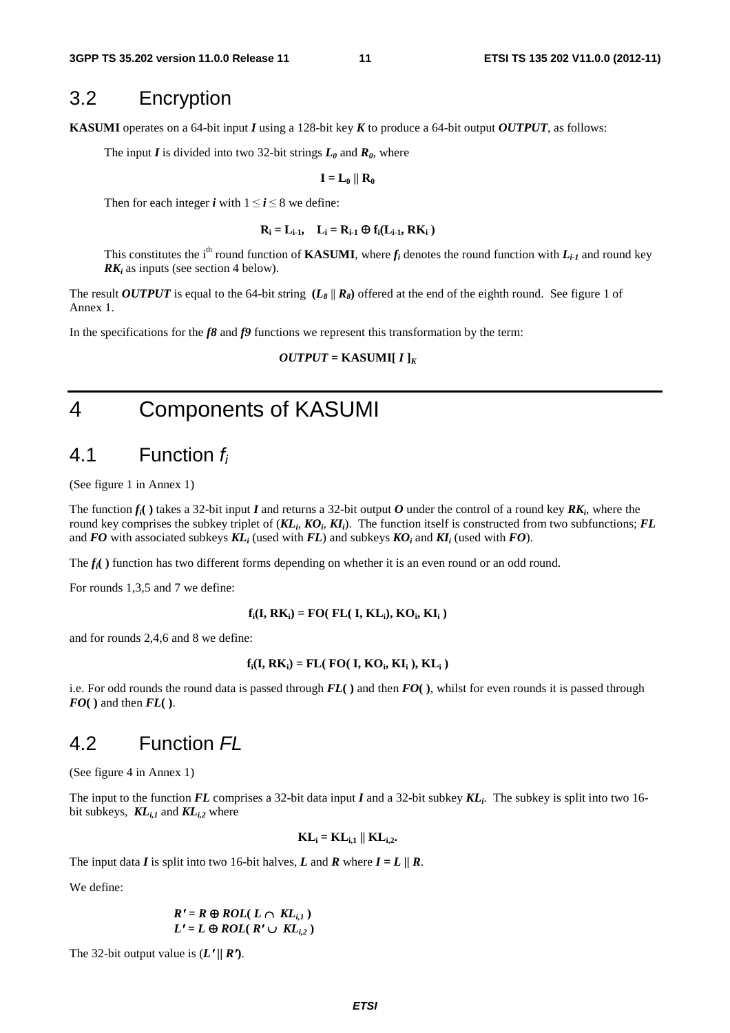## 3.2 Encryption

**KASUMI** operates on a 64-bit input $I$ using a 128-bit key $K$ to produce a 64-bit output ***OUTPUT***, as follows:

The input $I$ is divided into two 32-bit strings $L_0$ and $R_0$, where

$$\mathbf{I = L_0 \,||\, R_0}$$

Then for each integer $i$ with $1 \leq i \leq 8$ we define:

$$\mathbf{R_i = L_{i\text{-}1}, \quad L_i = R_{i\text{-}1} \oplus f_i(L_{i\text{-}1}, RK_i\,)}$$

This constitutes the i[th] round function of **KASUMI**, where $f_i$ denotes the round function with $L_{i-1}$ and round key $RK_i$ as inputs (see section 4 below).

The result ***OUTPUT*** is equal to the 64-bit string $(L_8 \,||\, R_8)$ offered at the end of the eighth round. See figure 1 of Annex 1.

In the specifications for the ***f8*** and ***f9*** functions we represent this transformation by the term:

$$OUTPUT = \mathbf{KASUMI}[\ I\ ]_K$$

# 4 Components of KASUMI

## 4.1 Function $f_i$

(See figure 1 in Annex 1)

The function $f_i(\ )$ takes a 32-bit input $I$ and returns a 32-bit output $O$ under the control of a round key $RK_i$, where the round key comprises the subkey triplet of ($KL_i$, $KO_i$, $KI_i$). The function itself is constructed from two subfunctions; ***FL*** and ***FO*** with associated subkeys $KL_i$ (used with ***FL***) and subkeys $KO_i$ and $KI_i$ (used with ***FO***).

The $f_i(\ )$ function has two different forms depending on whether it is an even round or an odd round.

For rounds 1,3,5 and 7 we define:

$$\mathbf{f_i(I, RK_i) = FO(\ FL(\ I, KL_i), KO_i, KI_i\ )}$$

and for rounds 2,4,6 and 8 we define:

$$\mathbf{f_i(I, RK_i) = FL(\ FO(\ I, KO_i, KI_i\ ), KL_i\ )}$$

i.e. For odd rounds the round data is passed through ***FL( )*** and then ***FO( )***, whilst for even rounds it is passed through ***FO( )*** and then ***FL( )***.

## 4.2 Function *FL*

(See figure 4 in Annex 1)

The input to the function ***FL*** comprises a 32-bit data input $I$ and a 32-bit subkey $KL_i$. The subkey is split into two 16-bit subkeys, $KL_{i,1}$ and $KL_{i,2}$ where

$$\mathbf{KL_i = KL_{i,1} \,||\, KL_{i,2}.}$$

The input data $I$ is split into two 16-bit halves, $L$ and $R$ where $I = L \,||\, R$.

We define:

$$R' = R \oplus ROL(\ L \cap\ KL_{i,1}\ )$$
$$L' = L \oplus ROL(\ R' \cup\ KL_{i,2}\ )$$

The 32-bit output value is $(L' \,||\, R')$.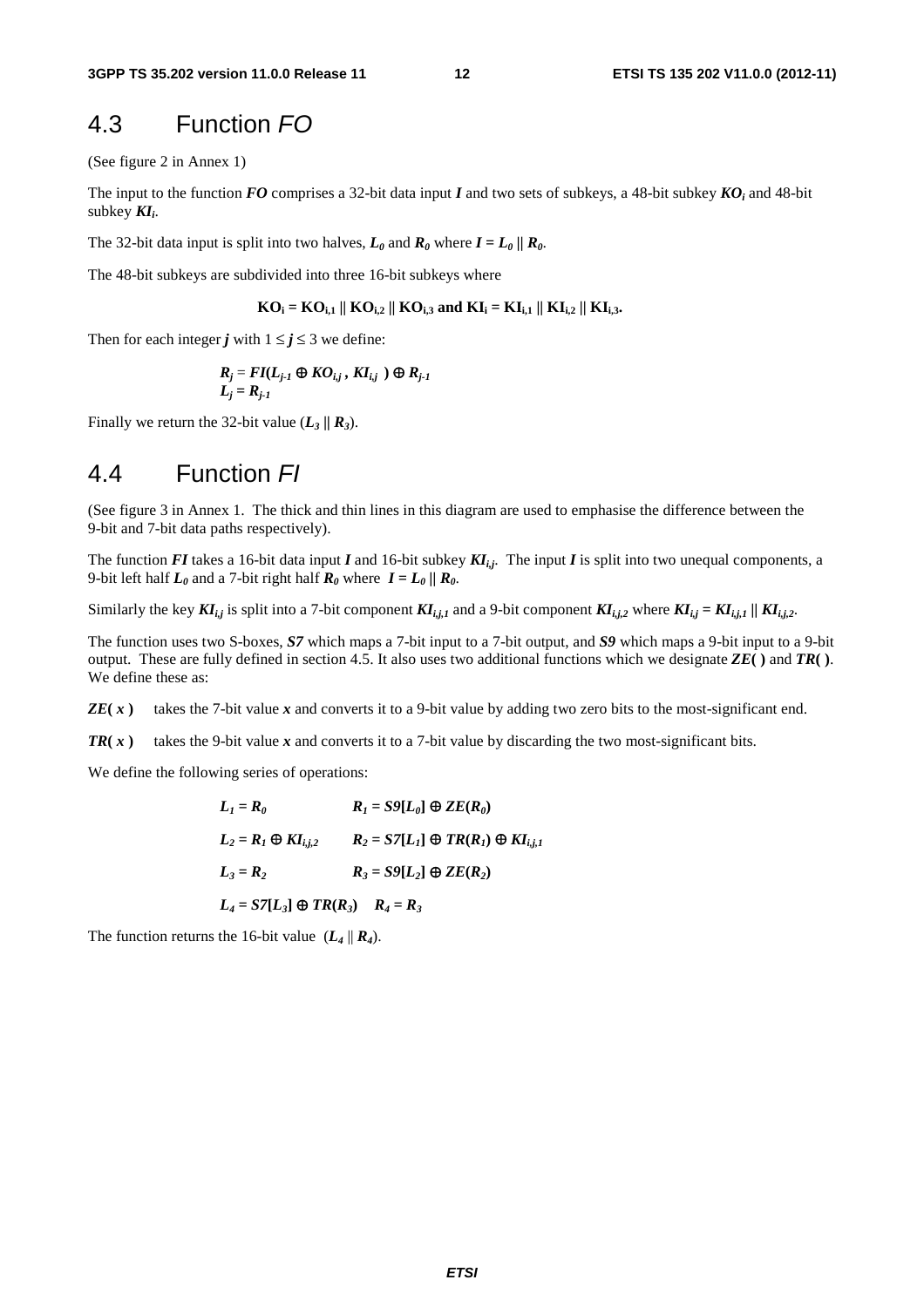## 4.3 Function *FO*

(See figure 2 in Annex 1)

The input to the function ***FO*** comprises a 32-bit data input $I$ and two sets of subkeys, a 48-bit subkey $KO_i$ and 48-bit subkey $KI_i$.

The 32-bit data input is split into two halves, $L_0$ and $R_0$ where $I = L_0 \| R_0$.

The 48-bit subkeys are subdivided into three 16-bit subkeys where

$$KO_i = KO_{i,1} \| KO_{i,2} \| KO_{i,3} \text{ and } KI_i = KI_{i,1} \| KI_{i,2} \| KI_{i,3}.$$

Then for each integer $j$ with $1 \leq j \leq 3$ we define:

$$R_j = FI(L_{j-1} \oplus KO_{i,j}, KI_{i,j}) \oplus R_{j-1}$$
$$L_j = R_{j-1}$$

Finally we return the 32-bit value $(L_3 \| R_3)$.

## 4.4 Function *FI*

(See figure 3 in Annex 1. The thick and thin lines in this diagram are used to emphasise the difference between the 9-bit and 7-bit data paths respectively).

The function ***FI*** takes a 16-bit data input $I$ and 16-bit subkey $KI_{i,j}$. The input $I$ is split into two unequal components, a 9-bit left half $L_0$ and a 7-bit right half $R_0$ where $I = L_0 \| R_0$.

Similarly the key $KI_{i,j}$ is split into a 7-bit component $KI_{i,j,1}$ and a 9-bit component $KI_{i,j,2}$ where $KI_{i,j} = KI_{i,j,1} \| KI_{i,j,2}$.

The function uses two S-boxes, ***S7*** which maps a 7-bit input to a 7-bit output, and ***S9*** which maps a 9-bit input to a 9-bit output. These are fully defined in section 4.5. It also uses two additional functions which we designate ***ZE( )*** and ***TR( )***. We define these as:

$ZE(x)$ takes the 7-bit value $x$ and converts it to a 9-bit value by adding two zero bits to the most-significant end.

$TR(x)$ takes the 9-bit value $x$ and converts it to a 7-bit value by discarding the two most-significant bits.

We define the following series of operations:

$$L_1 = R_0 \qquad R_1 = S9[L_0] \oplus ZE(R_0)$$

$$L_2 = R_1 \oplus KI_{i,j,2} \qquad R_2 = S7[L_1] \oplus TR(R_1) \oplus KI_{i,j,1}$$

$$L_3 = R_2 \qquad R_3 = S9[L_2] \oplus ZE(R_2)$$

$$L_4 = S7[L_3] \oplus TR(R_3) \qquad R_4 = R_3$$

The function returns the 16-bit value $(L_4 \| R_4)$.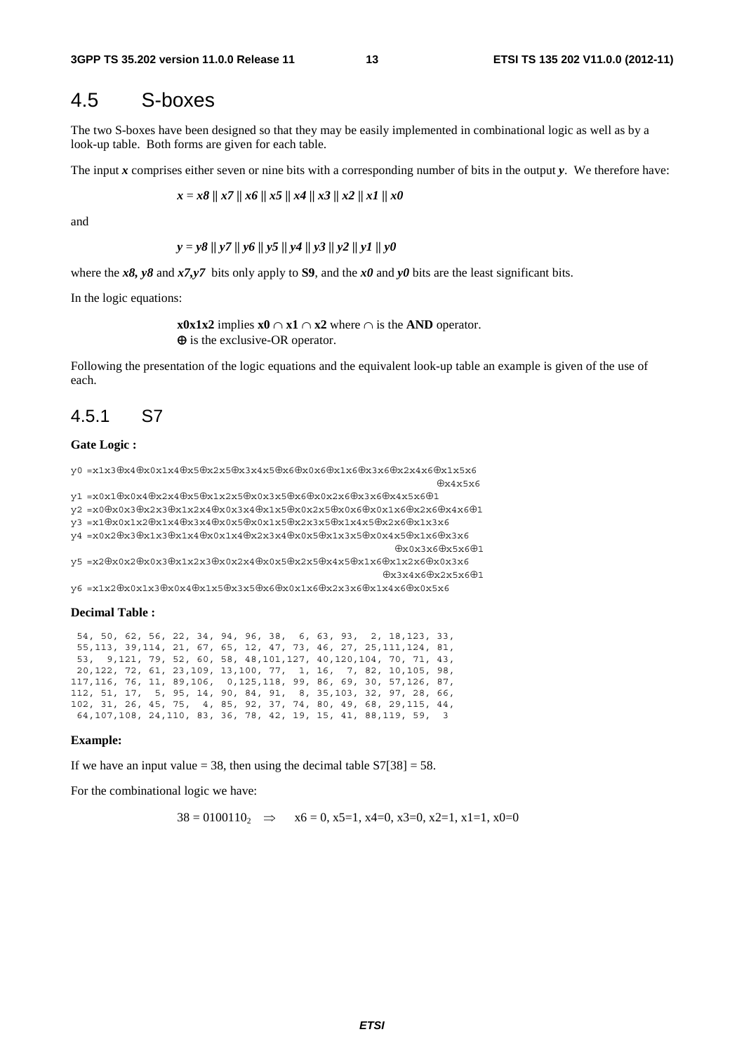## 4.5 S-boxes

The two S-boxes have been designed so that they may be easily implemented in combinational logic as well as by a look-up table. Both forms are given for each table.

The input ***x*** comprises either seven or nine bits with a corresponding number of bits in the output ***y***. We therefore have:

$$x = x8 \,||\, x7 \,||\, x6 \,||\, x5 \,||\, x4 \,||\, x3 \,||\, x2 \,||\, x1 \,||\, x0$$

and

$$y = y8 \,||\, y7 \,||\, y6 \,||\, y5 \,||\, y4 \,||\, y3 \,||\, y2 \,||\, y1 \,||\, y0$$

where the ***x8, y8*** and ***x7,y7*** bits only apply to **S9**, and the ***x0*** and ***y0*** bits are the least significant bits.

In the logic equations:

> **x0x1x2** implies **x0** ∩ **x1** ∩ **x2** where ∩ is the **AND** operator.
> **⊕** is the exclusive-OR operator.

Following the presentation of the logic equations and the equivalent look-up table an example is given of the use of each.

### 4.5.1 S7

**Gate Logic :**

```
y0 =x1x3⊕x4⊕x0x1x4⊕x5⊕x2x5⊕x3x4x5⊕x6⊕x0x6⊕x1x6⊕x3x6⊕x2x4x6⊕x1x5x6
                                                                ⊕x4x5x6
y1 =x0x1⊕x0x4⊕x2x4⊕x5⊕x1x2x5⊕x0x3x5⊕x6⊕x0x2x6⊕x3x6⊕x4x5x6⊕1
y2 =x0⊕x0x3⊕x2x3⊕x1x2x4⊕x0x3x4⊕x1x5⊕x0x2x5⊕x0x6⊕x0x1x6⊕x2x6⊕x4x6⊕1
y3 =x1⊕x0x1x2⊕x1x4⊕x3x4⊕x0x5⊕x0x1x5⊕x2x3x5⊕x1x4x5⊕x2x6⊕x1x3x6
y4 =x0x2⊕x3⊕x1x3⊕x1x4⊕x0x1x4⊕x2x3x4⊕x0x5⊕x1x3x5⊕x0x4x5⊕x1x6⊕x3x6
                                                      ⊕x0x3x6⊕x5x6⊕1
y5 =x2⊕x0x2⊕x0x3⊕x1x2x3⊕x0x2x4⊕x0x5⊕x2x5⊕x4x5⊕x1x6⊕x1x2x6⊕x0x3x6
                                                      ⊕x3x4x6⊕x2x5x6⊕1
y6 =x1x2⊕x0x1x3⊕x0x4⊕x1x5⊕x3x5⊕x6⊕x0x1x6⊕x2x3x6⊕x1x4x6⊕x0x5x6
```

**Decimal Table :**

```
 54, 50, 62, 56, 22, 34, 94, 96, 38,  6, 63, 93,  2, 18,123, 33,
 55,113, 39,114, 21, 67, 65, 12, 47, 73, 46, 27, 25,111,124, 81,
 53,  9,121, 79, 52, 60, 58, 48,101,127, 40,120,104, 70, 71, 43,
 20,122, 72, 61, 23,109, 13,100, 77,  1, 16,  7, 82, 10,105, 98,
117,116, 76, 11, 89,106,  0,125,118, 99, 86, 69, 30, 57,126, 87,
112, 51, 17,  5, 95, 14, 90, 84, 91,  8, 35,103, 32, 97, 28, 66,
102, 31, 26, 45, 75,  4, 85, 92, 37, 74, 80, 49, 68, 29,115, 44,
 64,107,108, 24,110, 83, 36, 78, 42, 19, 15, 41, 88,119, 59,  3
```

**Example:**

If we have an input value = 38, then using the decimal table S7[38] = 58.

For the combinational logic we have:

$$38 = 0100110_2 \quad \Rightarrow \quad x6 = 0,\ x5=1,\ x4=0,\ x3=0,\ x2=1,\ x1=1,\ x0=0$$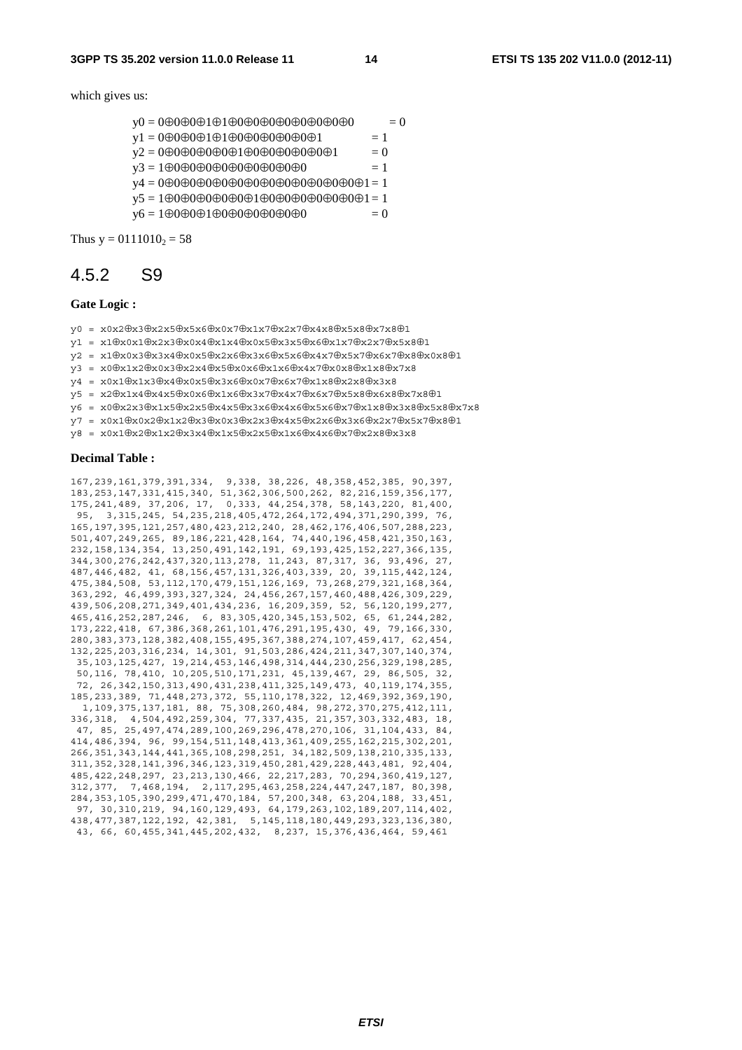which gives us:

$$
\begin{aligned}
y0 &= 0 \oplus 0 \oplus 0 \oplus 1 \oplus 1 \oplus 0 \oplus 0 \oplus 0 \oplus 0 \oplus 0 \oplus 0 \oplus 0 \oplus 0 \oplus 0 = 0 \\
y1 &= 0 \oplus 0 \oplus 0 \oplus 1 \oplus 1 \oplus 0 \oplus 0 \oplus 0 \oplus 0 \oplus 0 \oplus 0 \oplus 1 = 1 \\
y2 &= 0 \oplus 0 \oplus 0 \oplus 0 \oplus 0 \oplus 1 \oplus 0 \oplus 0 \oplus 0 \oplus 0 \oplus 0 \oplus 0 \oplus 1 = 0 \\
y3 &= 1 \oplus 0 \oplus 0 \oplus 0 \oplus 0 \oplus 0 \oplus 0 \oplus 0 \oplus 0 \oplus 0 \oplus 0 = 1 \\
y4 &= 0 \oplus 0 \oplus 0 \oplus 0 \oplus 0 \oplus 0 \oplus 0 \oplus 0 \oplus 0 \oplus 0 \oplus 0 \oplus 0 \oplus 0 \oplus 0 \oplus 1 = 1 \\
y5 &= 1 \oplus 0 \oplus 0 \oplus 0 \oplus 0 \oplus 0 \oplus 0 \oplus 1 \oplus 0 \oplus 0 \oplus 0 \oplus 0 \oplus 0 \oplus 0 \oplus 0 \oplus 1 = 1 \\
y6 &= 1 \oplus 0 \oplus 0 \oplus 1 \oplus 0 \oplus 0 \oplus 0 \oplus 0 \oplus 0 \oplus 0 \oplus 0 = 0
\end{aligned}
$$

Thus $y = 0111010_2 = 58$

## 4.5.2 S9

**Gate Logic :**

```
y0 = x0x2⊕x3⊕x2x5⊕x5x6⊕x0x7⊕x1x7⊕x2x7⊕x4x8⊕x5x8⊕x7x8⊕1
y1 = x1⊕x0x1⊕x2x3⊕x0x4⊕x1x4⊕x0x5⊕x3x5⊕x6⊕x1x7⊕x2x7⊕x5x8⊕1
y2 = x1⊕x0x3⊕x3x4⊕x0x5⊕x2x6⊕x3x6⊕x5x6⊕x4x7⊕x5x7⊕x6x7⊕x8⊕x0x8⊕1
y3 = x0⊕x1x2⊕x0x3⊕x2x4⊕x5⊕x0x6⊕x1x6⊕x4x7⊕x0x8⊕x1x8⊕x7x8
y4 = x0x1⊕x1x3⊕x4⊕x0x5⊕x3x6⊕x0x7⊕x6x7⊕x1x8⊕x2x8⊕x3x8
y5 = x2⊕x1x4⊕x4x5⊕x0x6⊕x1x6⊕x3x7⊕x4x7⊕x6x7⊕x5x8⊕x6x8⊕x7x8⊕1
y6 = x0⊕x2x3⊕x1x5⊕x2x5⊕x4x5⊕x3x6⊕x4x6⊕x5x6⊕x7⊕x1x8⊕x3x8⊕x5x8⊕x7x8
y7 = x0x1⊕x0x2⊕x1x2⊕x3⊕x0x3⊕x2x3⊕x4x5⊕x2x6⊕x3x6⊕x2x7⊕x5x7⊕x8⊕1
y8 = x0x1⊕x2⊕x1x2⊕x3x4⊕x1x5⊕x2x5⊕x1x6⊕x4x6⊕x7⊕x2x8⊕x3x8
```

**Decimal Table :**

```
167,239,161,379,391,334,  9,338, 38,226, 48,358,452,385, 90,397,
183,253,147,331,415,340, 51,362,306,500,262, 82,216,159,356,177,
175,241,489, 37,206, 17,  0,333, 44,254,378, 58,143,220, 81,400,
 95,  3,315,245, 54,235,218,405,472,264,172,494,371,290,399, 76,
165,197,395,121,257,480,423,212,240, 28,462,176,406,507,288,223,
501,407,249,265, 89,186,221,428,164, 74,440,196,458,421,350,163,
232,158,134,354, 13,250,491,142,191, 69,193,425,152,227,366,135,
344,300,276,242,437,320,113,278, 11,243, 87,317, 36, 93,496, 27,
487,446,482, 41, 68,156,457,131,326,403,339, 20, 39,115,442,124,
475,384,508, 53,112,170,479,151,126,169, 73,268,279,321,168,364,
363,292, 46,499,393,327,324, 24,456,267,157,460,488,426,309,229,
439,506,208,271,349,401,434,236, 16,209,359, 52, 56,120,199,277,
465,416,252,287,246,  6, 83,305,420,345,153,502, 65, 61,244,282,
173,222,418, 67,386,368,261,101,476,291,195,430, 49, 79,166,330,
280,383,373,128,382,408,155,495,367,388,274,107,459,417, 62,454,
132,225,203,316,234, 14,301, 91,503,286,424,211,347,307,140,374,
 35,103,125,427, 19,214,453,146,498,314,444,230,256,329,198,285,
 50,116, 78,410, 10,205,510,171,231, 45,139,467, 29, 86,505, 32,
 72, 26,342,150,313,490,431,238,411,325,149,473, 40,119,174,355,
185,233,389, 71,448,273,372, 55,110,178,322, 12,469,392,369,190,
  1,109,375,137,181, 88, 75,308,260,484, 98,272,370,275,412,111,
336,318,  4,504,492,259,304, 77,337,435, 21,357,303,332,483, 18,
 47, 85, 25,497,474,289,100,269,296,478,270,106, 31,104,433, 84,
414,486,394, 96, 99,154,511,148,413,361,409,255,162,215,302,201,
266,351,343,144,441,365,108,298,251, 34,182,509,138,210,335,133,
311,352,328,141,396,346,123,319,450,281,429,228,443,481, 92,404,
485,422,248,297, 23,213,130,466, 22,217,283, 70,294,360,419,127,
312,377,  7,468,194,  2,117,295,463,258,224,447,247,187, 80,398,
284,353,105,390,299,471,470,184, 57,200,348, 63,204,188, 33,451,
 97, 30,310,219, 94,160,129,493, 64,179,263,102,189,207,114,402,
438,477,387,122,192, 42,381,  5,145,118,180,449,293,323,136,380,
 43, 66, 60,455,341,445,202,432,  8,237, 15,376,436,464, 59,461
```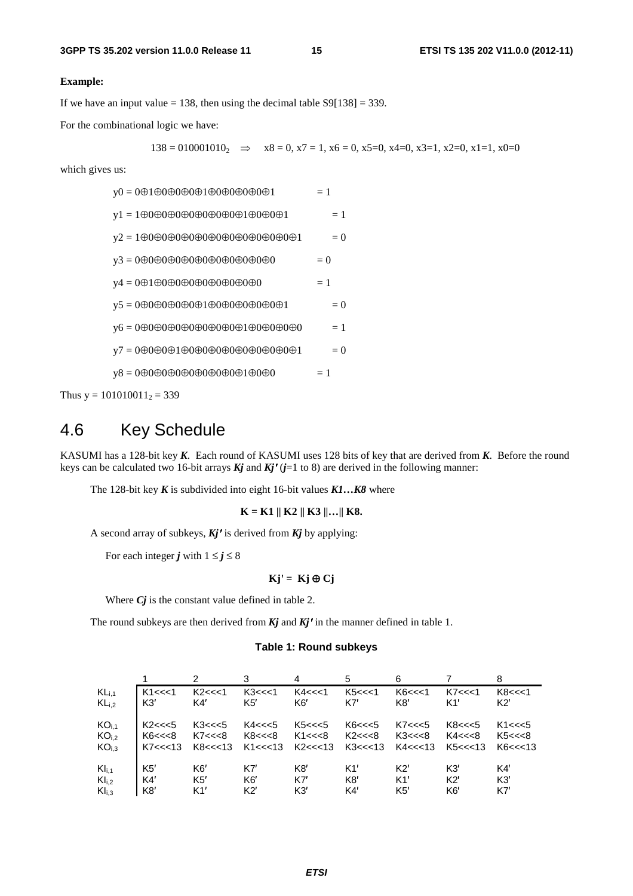**Example:**

If we have an input value = 138, then using the decimal table S9[138] = 339.

For the combinational logic we have:

$$138 = 010001010_2 \quad \Rightarrow \quad x8 = 0,\ x7 = 1,\ x6 = 0,\ x5=0,\ x4=0,\ x3=1,\ x2=0,\ x1=1,\ x0=0$$

which gives us:

$$y0 = 0\oplus1\oplus0\oplus0\oplus0\oplus1\oplus0\oplus0\oplus0\oplus0\oplus1 \quad = 1$$

$$y1 = 1\oplus0\oplus0\oplus0\oplus0\oplus0\oplus0\oplus0\oplus1\oplus0\oplus0\oplus1 \quad = 1$$

$$y2 = 1\oplus0\oplus0\oplus0\oplus0\oplus0\oplus0\oplus0\oplus0\oplus0\oplus0\oplus0\oplus0\oplus1 \quad = 0$$

$$y3 = 0\oplus0\oplus0\oplus0\oplus0\oplus0\oplus0\oplus0\oplus0\oplus0\oplus0\oplus0 \quad = 0$$

$$y4 = 0\oplus1\oplus0\oplus0\oplus0\oplus0\oplus0\oplus0\oplus0\oplus0\oplus0 \quad = 1$$

$$y5 = 0\oplus0\oplus0\oplus0\oplus0\oplus0\oplus1\oplus0\oplus0\oplus0\oplus0\oplus0\oplus1 \quad = 0$$

$$y6 = 0\oplus0\oplus0\oplus0\oplus0\oplus0\oplus0\oplus0\oplus0\oplus1\oplus0\oplus0\oplus0\oplus0 \quad = 1$$

$$y7 = 0\oplus0\oplus0\oplus1\oplus0\oplus0\oplus0\oplus0\oplus0\oplus0\oplus0\oplus0\oplus0\oplus1 \quad = 0$$

$$y8 = 0\oplus0\oplus0\oplus0\oplus0\oplus0\oplus0\oplus0\oplus0\oplus1\oplus0\oplus0 \quad = 1$$

Thus $y = 101010011_2 = 339$

## 4.6 Key Schedule

KASUMI has a 128-bit key ***K***. Each round of KASUMI uses 128 bits of key that are derived from ***K***. Before the round keys can be calculated two 16-bit arrays ***Kj*** and ***Kj′*** (***j***=1 to 8) are derived in the following manner:

The 128-bit key ***K*** is subdivided into eight 16-bit values ***K1…K8*** where

**K = K1 || K2 || K3 ||…|| K8.**

A second array of subkeys, ***Kj′*** is derived from ***Kj*** by applying:

For each integer ***j*** with $1 \le j \le 8$

$$Kj' = Kj \oplus Cj$$

Where ***Cj*** is the constant value defined in table 2.

The round subkeys are then derived from ***Kj*** and ***Kj′*** in the manner defined in table 1.

**Table 1: Round subkeys**

| | 1 | 2 | 3 | 4 | 5 | 6 | 7 | 8 |
|---|---|---|---|---|---|---|---|---|
| $KL_{i,1}$ | K1<<<1 | K2<<<1 | K3<<<1 | K4<<<1 | K5<<<1 | K6<<<1 | K7<<<1 | K8<<<1 |
| $KL_{i,2}$ | K3′ | K4′ | K5′ | K6′ | K7′ | K8′ | K1′ | K2′ |
| $KO_{i,1}$ | K2<<<5 | K3<<<5 | K4<<<5 | K5<<<5 | K6<<<5 | K7<<<5 | K8<<<5 | K1<<<5 |
| $KO_{i,2}$ | K6<<<8 | K7<<<8 | K8<<<8 | K1<<<8 | K2<<<8 | K3<<<8 | K4<<<8 | K5<<<8 |
| $KO_{i,3}$ | K7<<<13 | K8<<<13 | K1<<<13 | K2<<<13 | K3<<<13 | K4<<<13 | K5<<<13 | K6<<<13 |
| $KI_{i,1}$ | K5′ | K6′ | K7′ | K8′ | K1′ | K2′ | K3′ | K4′ |
| $KI_{i,2}$ | K4′ | K5′ | K6′ | K7′ | K8′ | K1′ | K2′ | K3′ |
| $KI_{i,3}$ | K8′ | K1′ | K2′ | K3′ | K4′ | K5′ | K6′ | K7′ |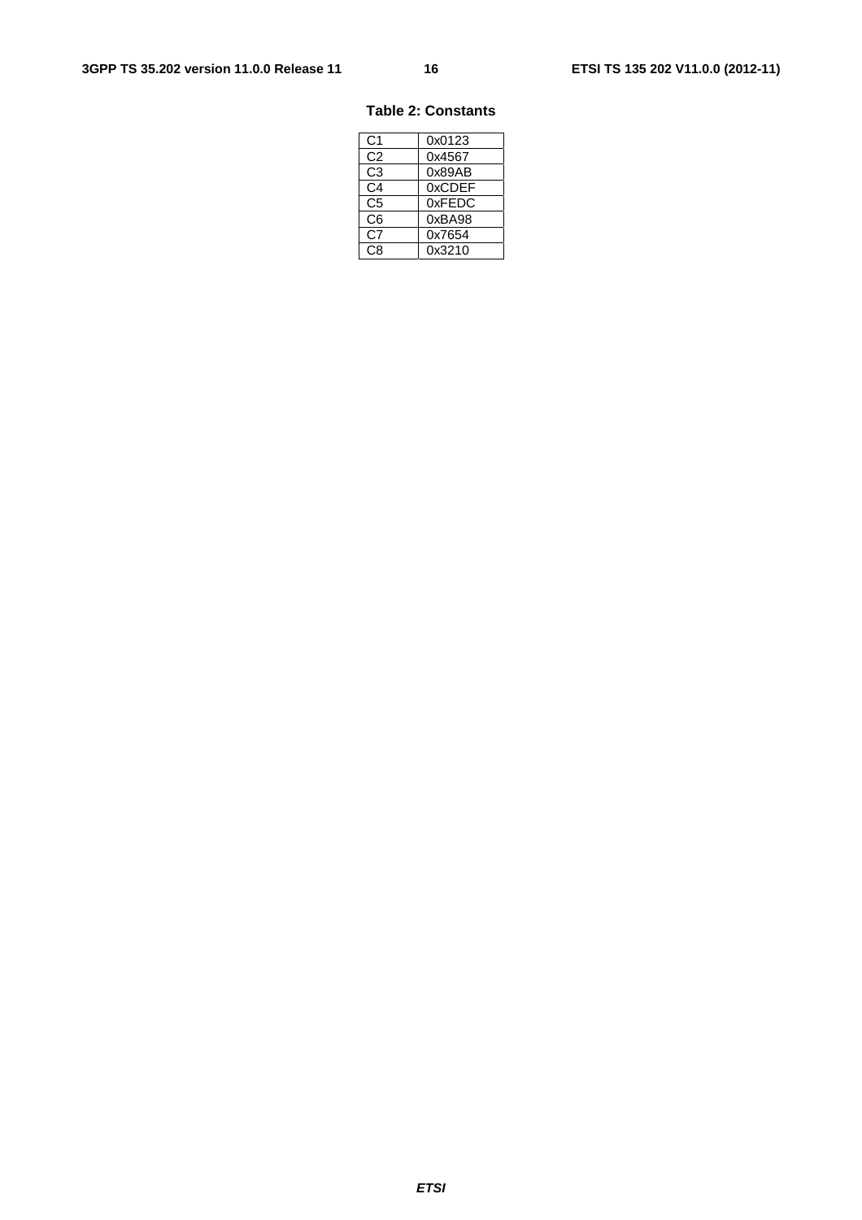**Table 2: Constants**

| | |
|---|---|
| C1 | 0x0123 |
| C2 | 0x4567 |
| C3 | 0x89AB |
| C4 | 0xCDEF |
| C5 | 0xFEDC |
| C6 | 0xBA98 |
| C7 | 0x7654 |
| C8 | 0x3210 |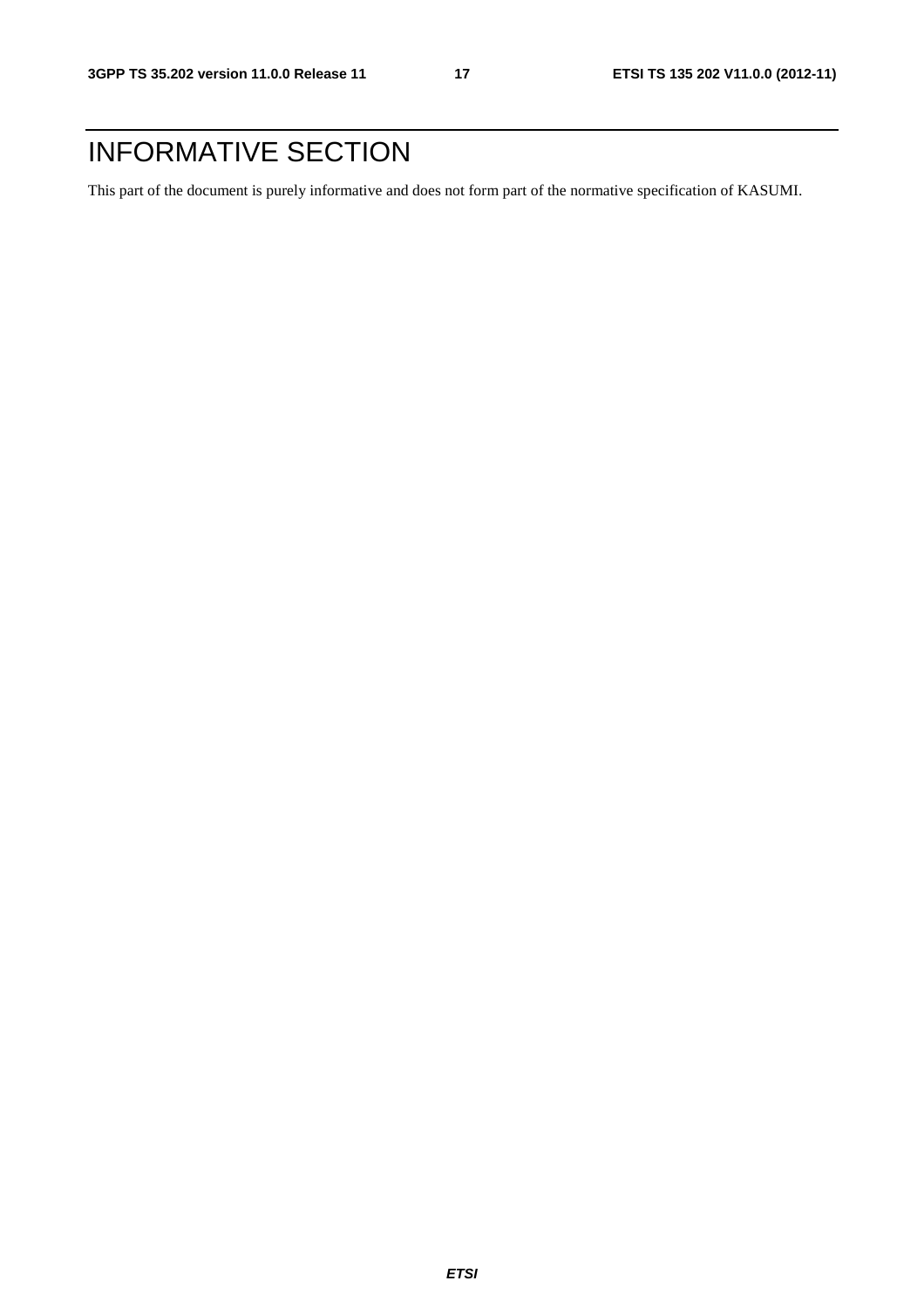# INFORMATIVE SECTION

This part of the document is purely informative and does not form part of the normative specification of KASUMI.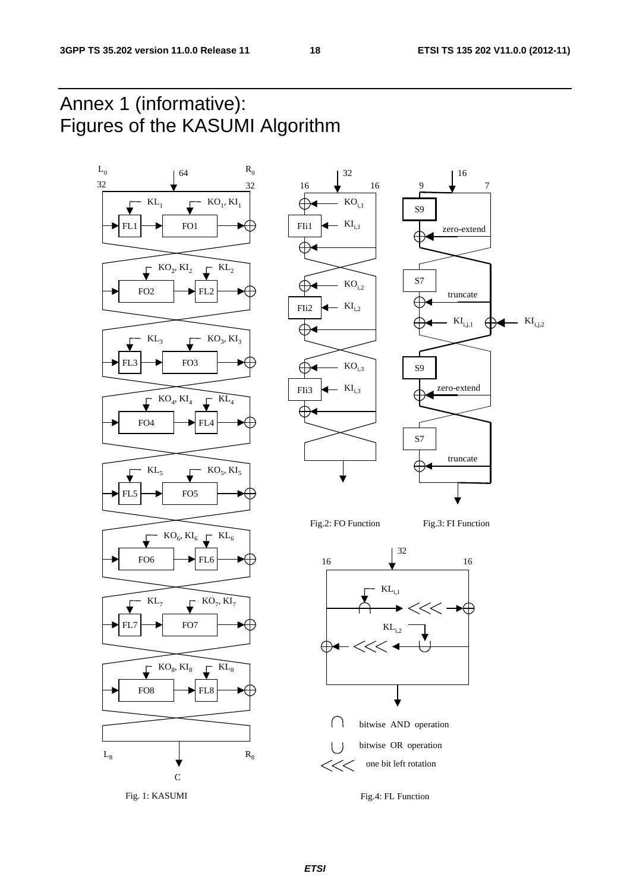# Annex 1 (informative): Figures of the KASUMI Algorithm

Fig. 1: KASUMI

Fig.2: FO Function

Fig.3: FI Function

Fig.4: FL Function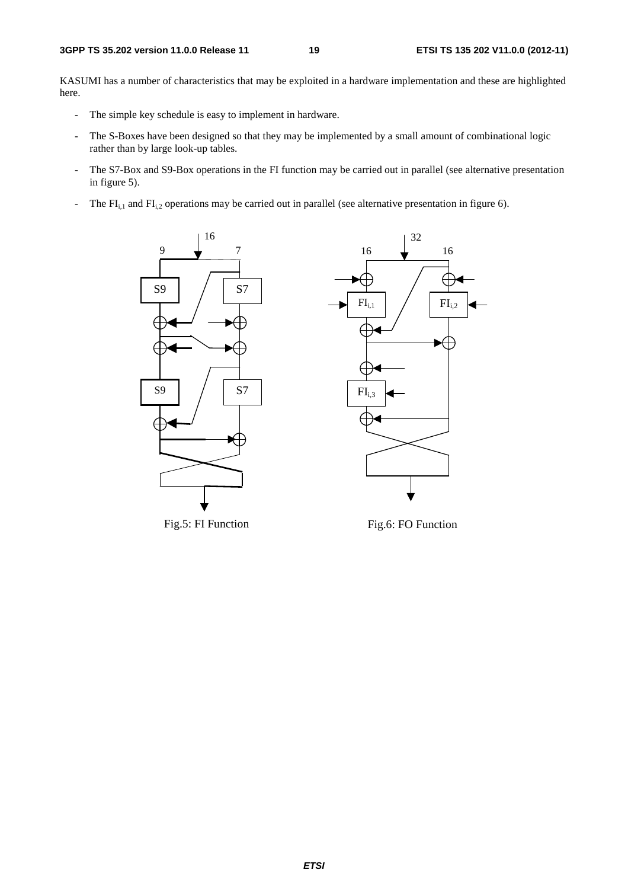KASUMI has a number of characteristics that may be exploited in a hardware implementation and these are highlighted here.

- The simple key schedule is easy to implement in hardware.
- The S-Boxes have been designed so that they may be implemented by a small amount of combinational logic rather than by large look-up tables.
- The S7-Box and S9-Box operations in the FI function may be carried out in parallel (see alternative presentation in figure 5).
- The $FI_{i,1}$ and $FI_{i,2}$ operations may be carried out in parallel (see alternative presentation in figure 6).

Fig.5: FI Function

Fig.6: FO Function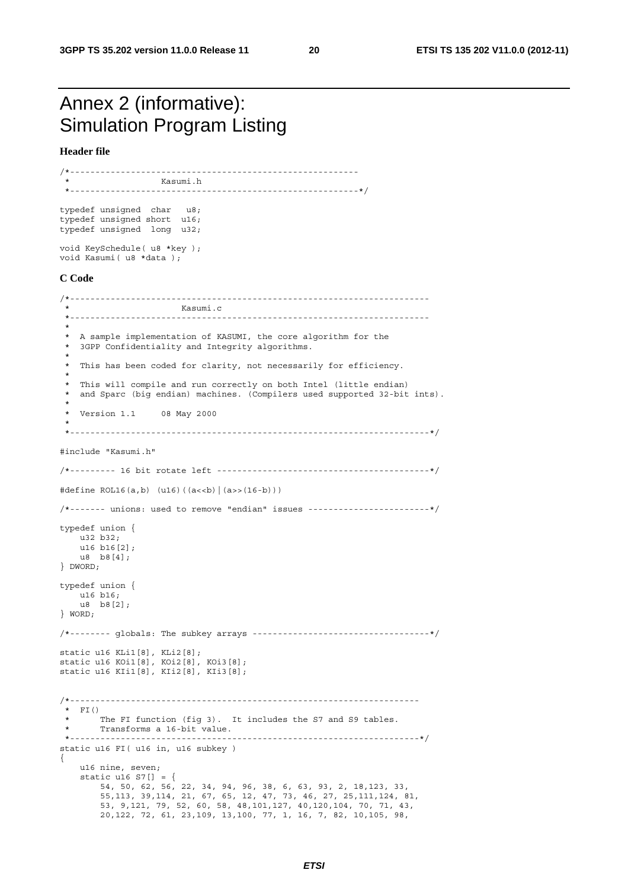# Annex 2 (informative): Simulation Program Listing

**Header file**

```
/*---------------------------------------------------------
 *                  Kasumi.h
 *---------------------------------------------------------*/

typedef unsigned  char   u8;
typedef unsigned short  u16;
typedef unsigned  long  u32;

void KeySchedule( u8 *key );
void Kasumi( u8 *data );
```

**C Code**

```
/*-----------------------------------------------------------------------
 *                      Kasumi.c
 *-----------------------------------------------------------------------
 *
 *  A sample implementation of KASUMI, the core algorithm for the
 *  3GPP Confidentiality and Integrity algorithms.
 *
 *  This has been coded for clarity, not necessarily for efficiency.
 *
 *  This will compile and run correctly on both Intel (little endian)
 *  and Sparc (big endian) machines. (Compilers used supported 32-bit ints).
 *
 *  Version 1.1     08 May 2000
 *
 *-----------------------------------------------------------------------*/

#include "Kasumi.h"

/*--------- 16 bit rotate left ------------------------------------------*/

#define ROL16(a,b) (u16)((a<<b)|(a>>(16-b)))

/*------- unions: used to remove "endian" issues ------------------------*/

typedef union {
    u32 b32;
    u16 b16[2];
    u8  b8[4];
} DWORD;

typedef union {
    u16 b16;
    u8  b8[2];
} WORD;

/*-------- globals: The subkey arrays -----------------------------------*/

static u16 KLi1[8], KLi2[8];
static u16 KOi1[8], KOi2[8], KOi3[8];
static u16 KIi1[8], KIi2[8], KIi3[8];


/*---------------------------------------------------------------------
 * FI()
 *      The FI function (fig 3).  It includes the S7 and S9 tables.
 *      Transforms a 16-bit value.
 *---------------------------------------------------------------------*/
static u16 FI( u16 in, u16 subkey )
{
    u16 nine, seven;
    static u16 S7[] = {
        54, 50, 62, 56, 22, 34, 94, 96, 38, 6, 63, 93, 2, 18,123, 33,
        55,113, 39,114, 21, 67, 65, 12, 47, 73, 46, 27, 25,111,124, 81,
        53, 9,121, 79, 52, 60, 58, 48,101,127, 40,120,104, 70, 71, 43,
        20,122, 72, 61, 23,109, 13,100, 77, 1, 16, 7, 82, 10,105, 98,
```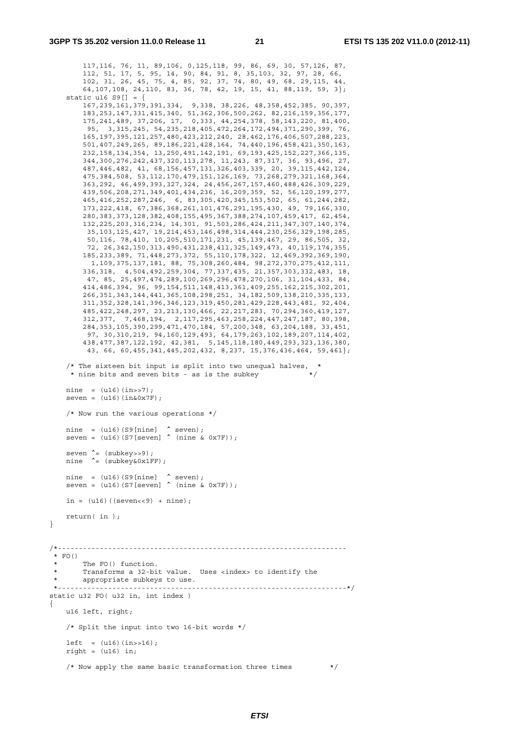```
        117,116, 76, 11, 89,106,  0,125,118, 99, 86, 69, 30, 57,126, 87,
        112, 51, 17,  5, 95, 14, 90, 84, 91,  8, 35,103, 32, 97, 28, 66,
        102, 31, 26, 45, 75,  4, 85, 92, 37, 74, 80, 49, 68, 29,115, 44,
         64,107,108, 24,110, 83, 36, 78, 42, 19, 15, 41, 88,119, 59,  3};
    static u16 S9[] = {
        167,239,161,379,391,334,  9,338, 38,226, 48,358,452,385, 90,397,
        183,253,147,331,415,340, 51,362,306,500,262, 82,216,159,356,177,
        175,241,489, 37,206, 17,  0,333, 44,254,378, 58,143,220, 81,400,
         95,  3,315,245, 54,235,218,405,472,264,172,494,371,290,399, 76,
        165,197,395,121,257,480,423,212,240, 28,462,176,406,507,288,223,
        501,407,249,265, 89,186,221,428,164, 74,440,196,458,421,350,163,
        232,158,134,354, 13,250,491,142,191, 69,193,425,152,227,366,135,
        344,300,276,242,437,320,113,278, 11,243, 87,317, 36, 93,496, 27,
        487,446,482, 41, 68,156,457,131,326,403,339, 20, 39,115,442,124,
        475,384,508, 53,112,170,479,151,126,169, 73,268,279,321,168,364,
        363,292, 46,499,393,327,324, 24,456,267,157,460,488,426,309,229,
        439,506,208,271,349,401,434,236, 16,209,359, 52, 56,120,199,277,
        465,416,252,287,246,  6, 83,305,420,345,153,502, 65, 61,244,282,
        173,222,418, 67,386,368,261,101,476,291,195,430, 49, 79,166,330,
        280,383,373,128,382,408,155,495,367,388,274,107,459,417, 62,454,
        132,225,203,316,234, 14,301, 91,503,286,424,211,347,307,140,374,
         35,103,125,427, 19,214,453,146,498,314,444,230,256,329,198,285,
         50,116, 78,410, 10,205,510,171,231, 45,139,467, 29, 86,505, 32,
         72, 26,342,150,313,490,431,238,411,325,149,473, 40,119,174,355,
        185,233,389, 71,448,273,372, 55,110,178,322, 12,469,392,369,190,
          1,109,375,137,181, 88, 75,308,260,484, 98,272,370,275,412,111,
        336,318,  4,504,492,259,304, 77,337,435, 21,357,303,332,483, 18,
         47, 85, 25,497,474,289,100,269,296,478,270,106, 31,104,433, 84,
        414,486,394, 96, 99,154,511,148,413,361,409,255,162,215,302,201,
        266,351,343,144,441,365,108,298,251, 34,182,509,138,210,335,133,
        311,352,328,141,396,346,123,319,450,281,429,228,443,481, 92,404,
        485,422,248,297, 23,213,130,466, 22,217,283, 70,294,360,419,127,
        312,377,  7,468,194,  2,117,295,463,258,224,447,247,187, 80,398,
        284,353,105,390,299,471,470,184, 57,200,348, 63,204,188, 33,451,
         97, 30,310,219, 94,160,129,493, 64,179,263,102,189,207,114,402,
        438,477,387,122,192, 42,381,  5,145,118,180,449,293,323,136,380,
         43, 66, 60,455,341,445,202,432,  8,237, 15,376,436,464, 59,461};

    /* The sixteen bit input is split into two unequal halves,  *
     * nine bits and seven bits - as is the subkey              */

    nine  = (u16)(in>>7);
    seven = (u16)(in&0x7F);

    /* Now run the various operations */

    nine  = (u16)(S9[nine]  ^ seven);
    seven = (u16)(S7[seven] ^ (nine & 0x7F));

    seven ^= (subkey>>9);
    nine  ^= (subkey&0x1FF);

    nine  = (u16)(S9[nine]  ^ seven);
    seven = (u16)(S7[seven] ^ (nine & 0x7F));

    in = (u16)((seven<<9) + nine);

    return( in );
}


/*---------------------------------------------------------------------
 * FO()
 *      The FO() function.
 *      Transforms a 32-bit value.  Uses <index> to identify the
 *      appropriate subkeys to use.
 *---------------------------------------------------------------------*/
static u32 FO( u32 in, int index )
{
    u16 left, right;

    /* Split the input into two 16-bit words */

    left  = (u16)(in>>16);
    right = (u16) in;

    /* Now apply the same basic transformation three times         */
```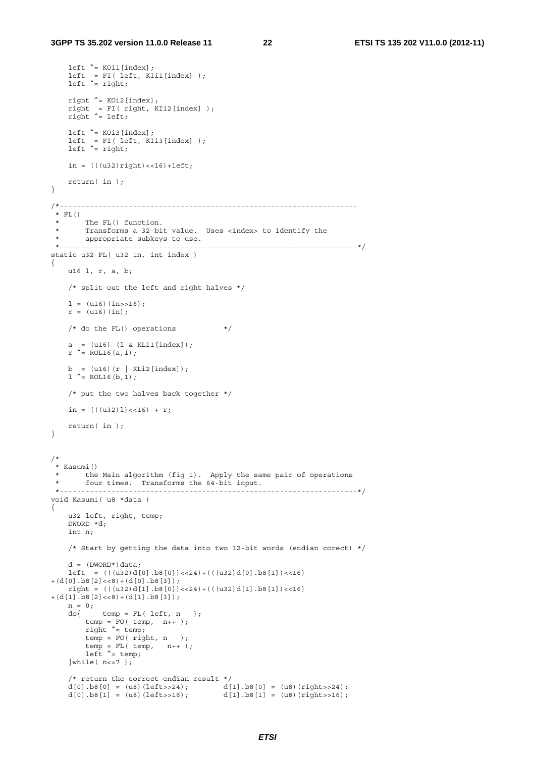```
    left ^= KOi1[index];
    left  = FI( left, KIi1[index] );
    left ^= right;

    right ^= KOi2[index];
    right  = FI( right, KIi2[index] );
    right ^= left;

    left ^= KOi3[index];
    left  = FI( left, KIi3[index] );
    left ^= right;

    in = (((u32)right)<<16)+left;

    return( in );
}

/*---------------------------------------------------------------------
 * FL()
 *      The FL() function.
 *      Transforms a 32-bit value.  Uses <index> to identify the
 *      appropriate subkeys to use.
 *---------------------------------------------------------------------*/
static u32 FL( u32 in, int index )
{
    u16 l, r, a, b;

    /* split out the left and right halves */

    l = (u16)(in>>16);
    r = (u16)(in);

    /* do the FL() operations           */

    a  = (u16) (l & KLi1[index]);
    r ^= ROL16(a,1);

    b  = (u16)(r | KLi2[index]);
    l ^= ROL16(b,1);

    /* put the two halves back together */

    in = (((u32)l)<<16) + r;

    return( in );
}


/*---------------------------------------------------------------------
 * Kasumi()
 *      the Main algorithm (fig 1).  Apply the same pair of operations
 *      four times.  Transforms the 64-bit input.
 *---------------------------------------------------------------------*/
void Kasumi( u8 *data )
{
    u32 left, right, temp;
    DWORD *d;
    int n;

    /* Start by getting the data into two 32-bit words (endian corect) */

    d = (DWORD*)data;
    left  = (((u32)d[0].b8[0])<<24)+(((u32)d[0].b8[1])<<16)
+(d[0].b8[2]<<8)+(d[0].b8[3]);
    right = (((u32)d[1].b8[0])<<24)+(((u32)d[1].b8[1])<<16)
+(d[1].b8[2]<<8)+(d[1].b8[3]);
    n = 0;
    do{     temp = FL( left, n   );
        temp = FO( temp,  n++ );
        right ^= temp;
        temp = FO( right, n   );
        temp = FL( temp,   n++ );
        left ^= temp;
    }while( n<=7 );

    /* return the correct endian result */
    d[0].b8[0] = (u8)(left>>24);        d[1].b8[0] = (u8)(right>>24);
    d[0].b8[1] = (u8)(left>>16);        d[1].b8[1] = (u8)(right>>16);
```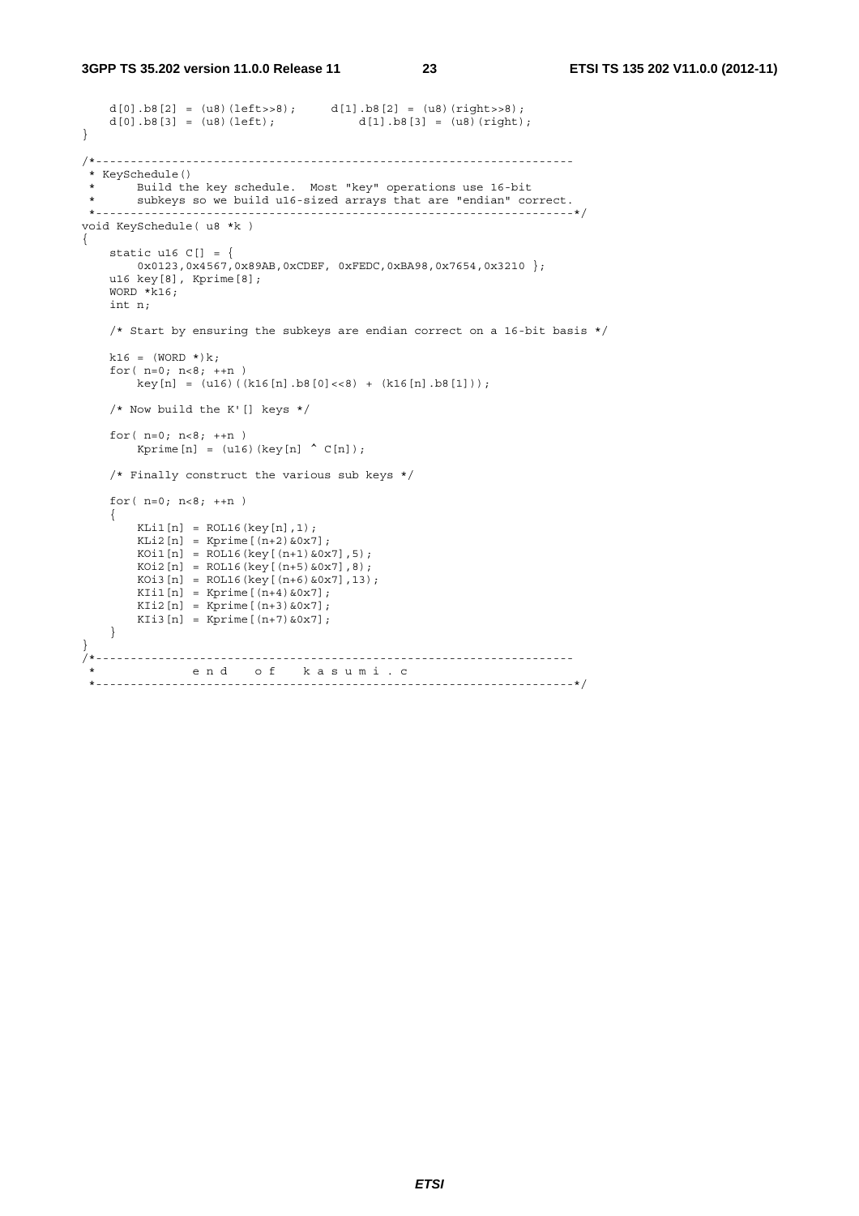```c
    d[0].b8[2] = (u8)(left>>8);     d[1].b8[2] = (u8)(right>>8);
    d[0].b8[3] = (u8)(left);            d[1].b8[3] = (u8)(right);
}

/*---------------------------------------------------------------------
 * KeySchedule()
 *      Build the key schedule.  Most "key" operations use 16-bit
 *      subkeys so we build u16-sized arrays that are "endian" correct.
 *---------------------------------------------------------------------*/
void KeySchedule( u8 *k )
{
    static u16 C[] = {
        0x0123,0x4567,0x89AB,0xCDEF, 0xFEDC,0xBA98,0x7654,0x3210 };
    u16 key[8], Kprime[8];
    WORD *k16;
    int n;

    /* Start by ensuring the subkeys are endian correct on a 16-bit basis */

    k16 = (WORD *)k;
    for( n=0; n<8; ++n )
        key[n] = (u16)((k16[n].b8[0]<<8) + (k16[n].b8[1]));

    /* Now build the K'[] keys */

    for( n=0; n<8; ++n )
        Kprime[n] = (u16)(key[n] ^ C[n]);

    /* Finally construct the various sub keys */

    for( n=0; n<8; ++n )
    {
        KLi1[n] = ROL16(key[n],1);
        KLi2[n] = Kprime[(n+2)&0x7];
        KOi1[n] = ROL16(key[(n+1)&0x7],5);
        KOi2[n] = ROL16(key[(n+5)&0x7],8);
        KOi3[n] = ROL16(key[(n+6)&0x7],13);
        KIi1[n] = Kprime[(n+4)&0x7];
        KIi2[n] = Kprime[(n+3)&0x7];
        KIi3[n] = Kprime[(n+7)&0x7];
    }
}
/*---------------------------------------------------------------------
 *              e n d    o f    k a s u m i . c
 *---------------------------------------------------------------------*/
```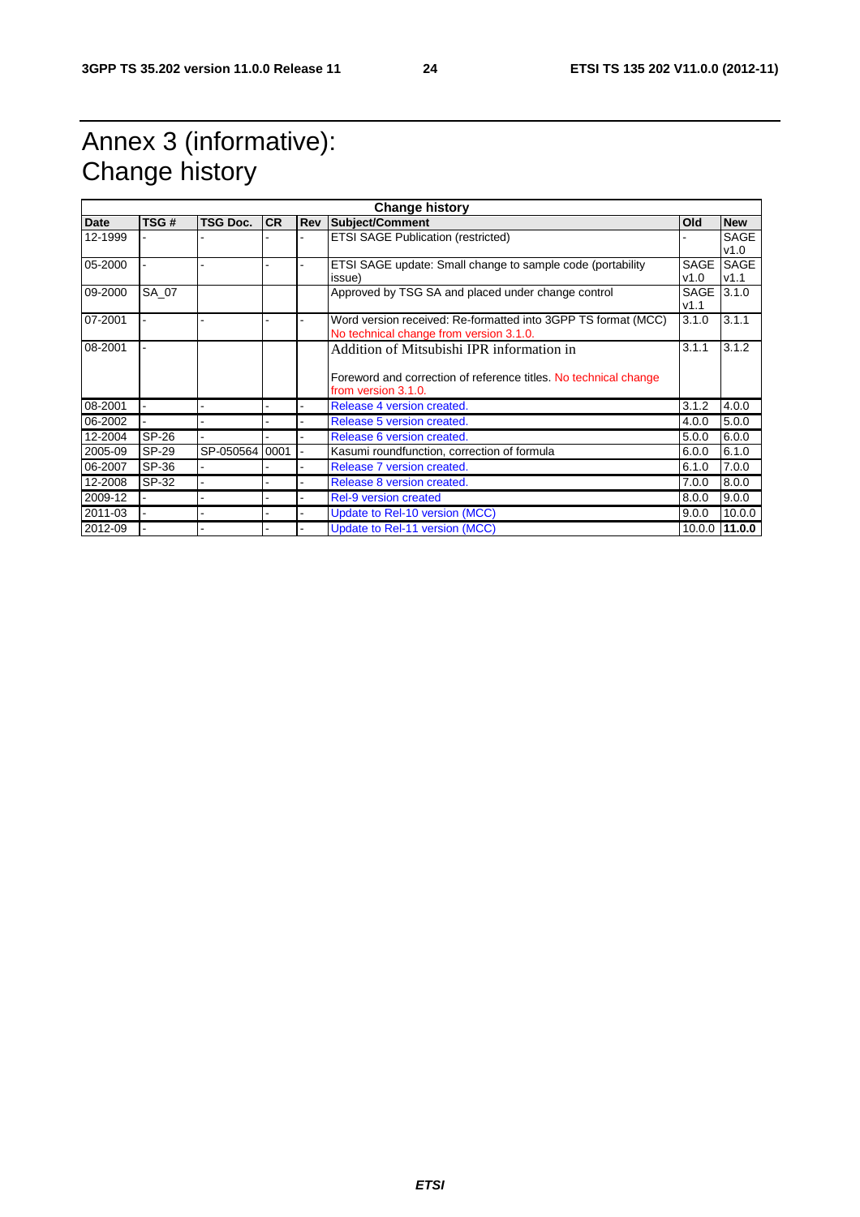# Annex 3 (informative): Change history

| Change history | | | | | | | |
|---|---|---|---|---|---|---|---|
| **Date** | **TSG #** | **TSG Doc.** | **CR** | **Rev** | **Subject/Comment** | **Old** | **New** |
| 12-1999 | - | - | - | - | ETSI SAGE Publication (restricted) | - | SAGE v1.0 |
| 05-2000 | - | - | - | - | ETSI SAGE update: Small change to sample code (portability issue) | SAGE v1.0 | SAGE v1.1 |
| 09-2000 | SA_07 | | | | Approved by TSG SA and placed under change control | SAGE v1.1 | 3.1.0 |
| 07-2001 | - | - | - | - | Word version received: Re-formatted into 3GPP TS format (MCC) No technical change from version 3.1.0. | 3.1.0 | 3.1.1 |
| 08-2001 | - | | | | Addition of Mitsubishi IPR information in Foreword and correction of reference titles. No technical change from version 3.1.0. | 3.1.1 | 3.1.2 |
| 08-2001 | - | - | - | - | Release 4 version created. | 3.1.2 | 4.0.0 |
| 06-2002 | - | - | - | - | Release 5 version created. | 4.0.0 | 5.0.0 |
| 12-2004 | SP-26 | - | - | - | Release 6 version created. | 5.0.0 | 6.0.0 |
| 2005-09 | SP-29 | SP-050564 | 0001 | - | Kasumi roundfunction, correction of formula | 6.0.0 | 6.1.0 |
| 06-2007 | SP-36 | - | - | - | Release 7 version created. | 6.1.0 | 7.0.0 |
| 12-2008 | SP-32 | - | - | - | Release 8 version created. | 7.0.0 | 8.0.0 |
| 2009-12 | - | - | - | - | Rel-9 version created | 8.0.0 | 9.0.0 |
| 2011-03 | - | - | - | - | Update to Rel-10 version (MCC) | 9.0.0 | 10.0.0 |
| 2012-09 | - | - | - | - | Update to Rel-11 version (MCC) | 10.0.0 | **11.0.0** |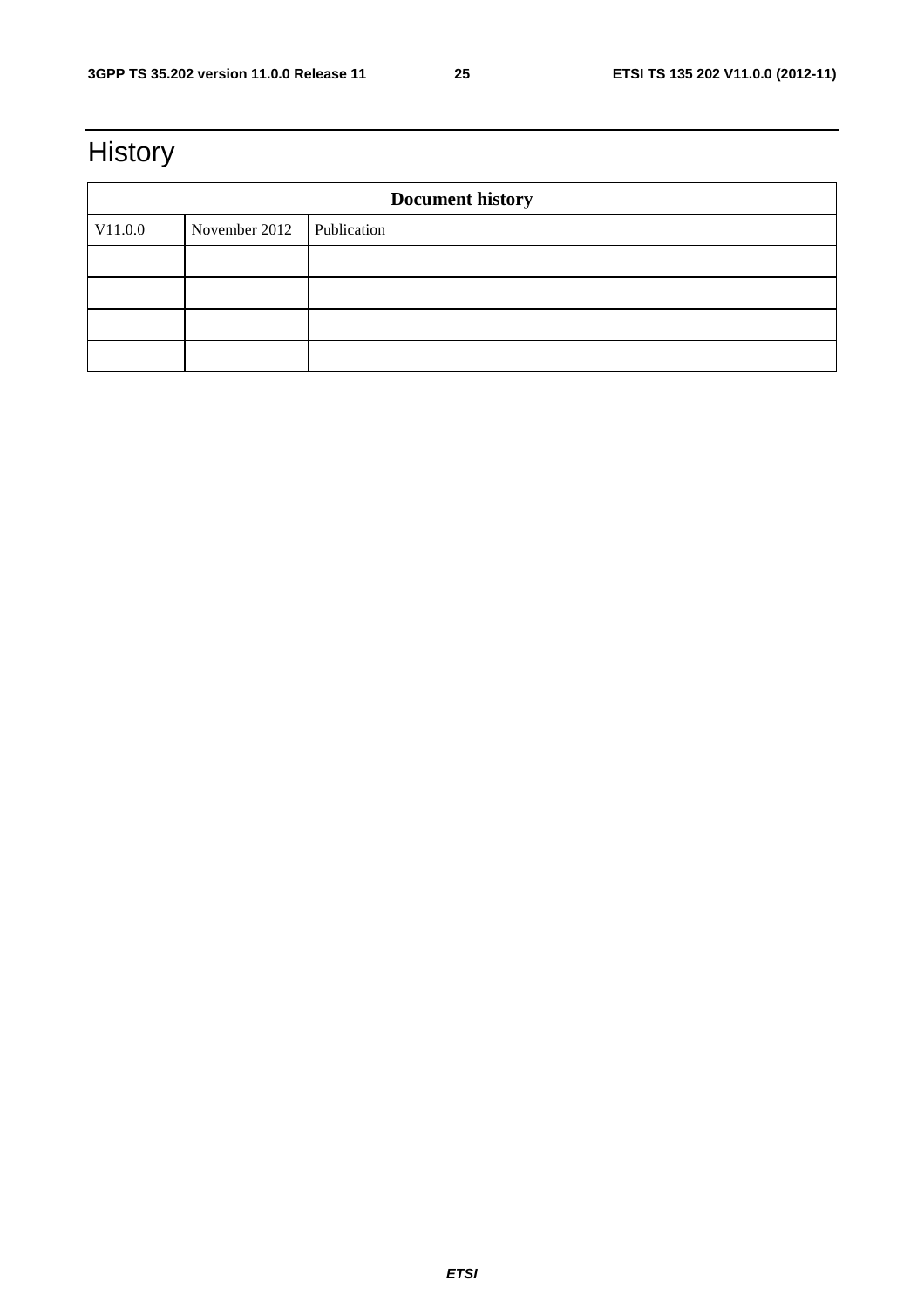# History

| Document history | | |
|---|---|---|
| V11.0.0 | November 2012 | Publication |
| | | |
| | | |
| | | |
| | | |